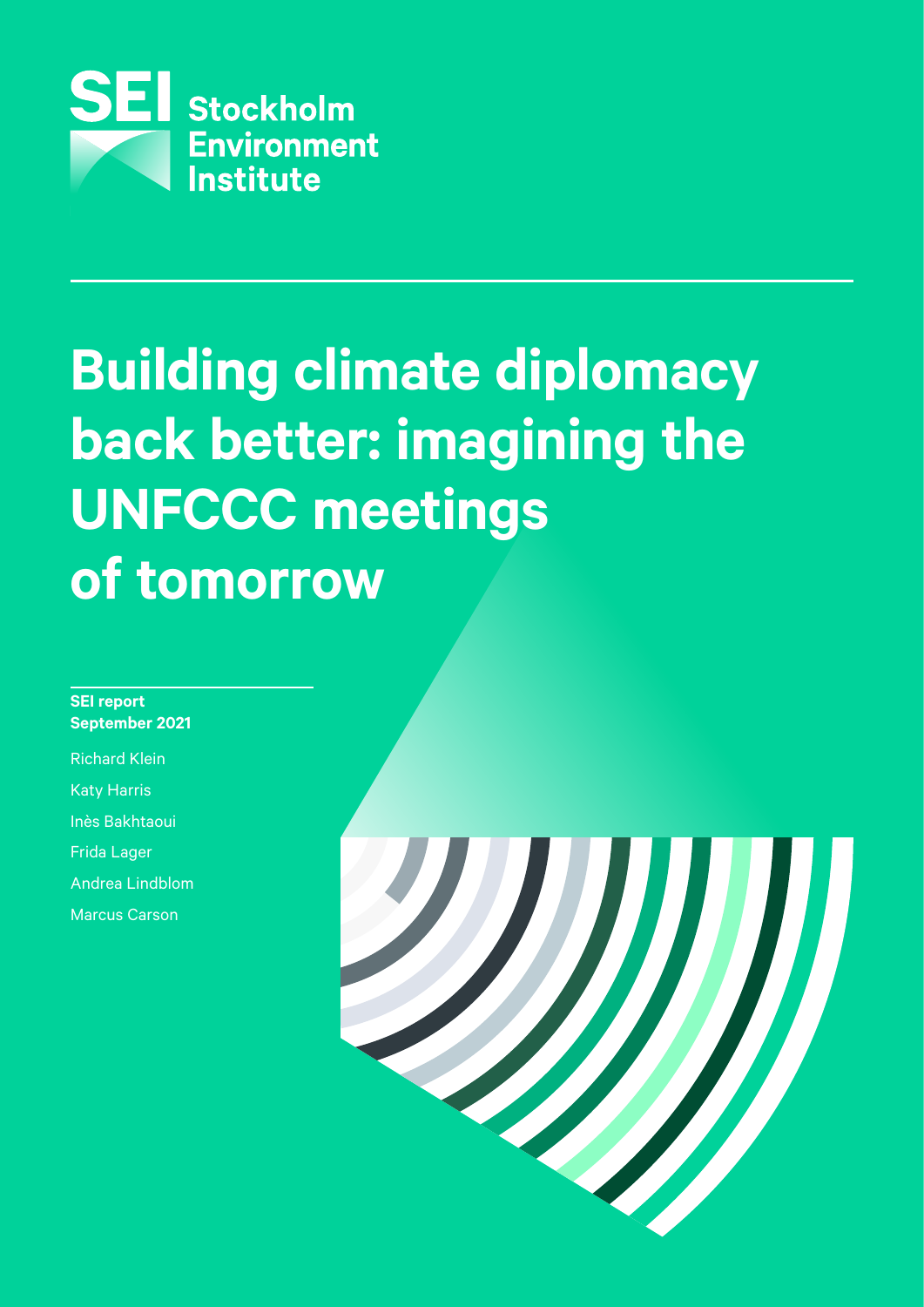SEI Stockholm Environment Institute

# Building climate diplomacy back better: imagining the UNFCCC meetings of tomorrow

**SEI report**
**September 2021**

Richard Klein

Katy Harris

Inès Bakhtaoui

Frida Lager

Andrea Lindblom

Marcus Carson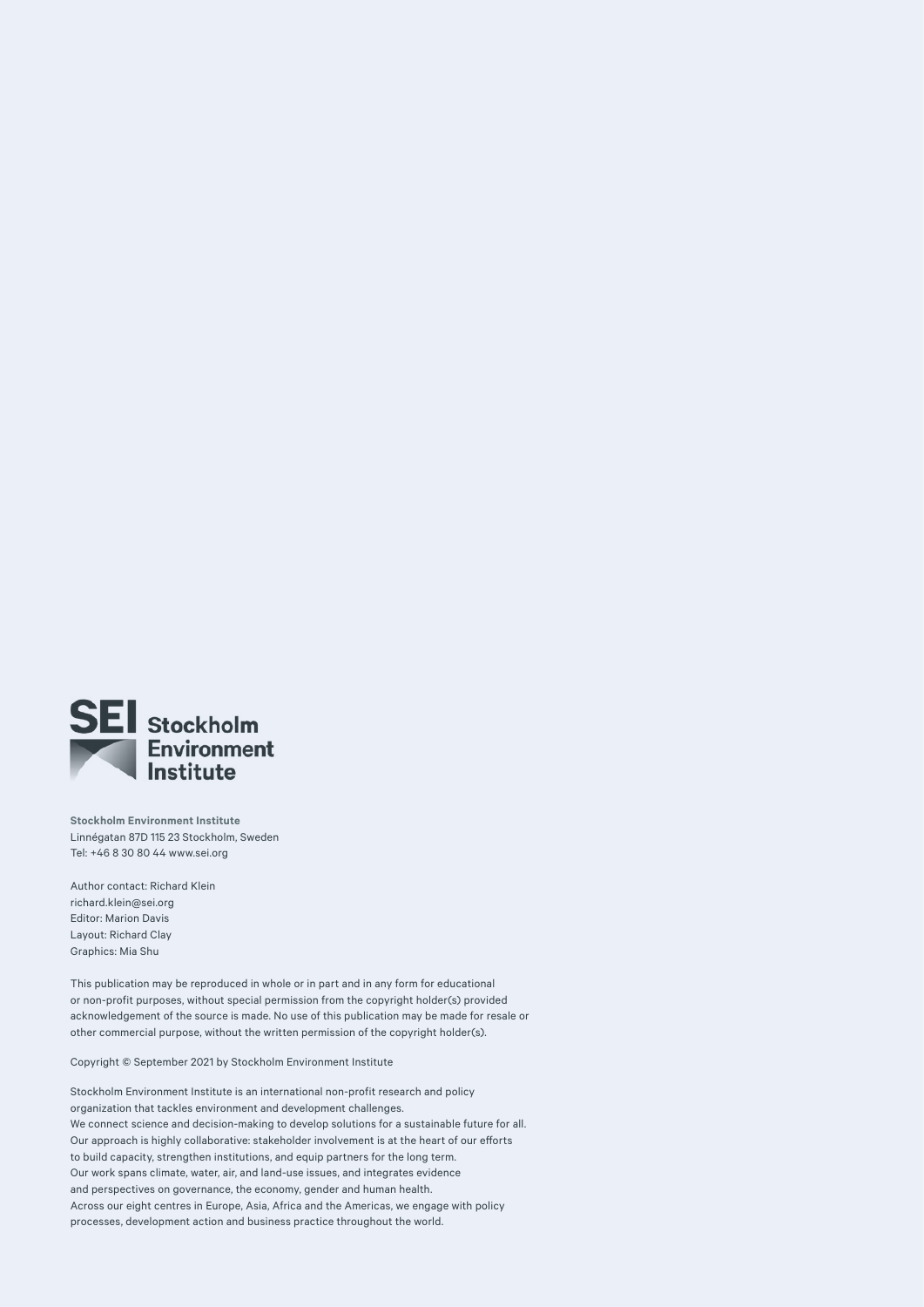**Stockholm Environment Institute**
Linnégatan 87D 115 23 Stockholm, Sweden
Tel: +46 8 30 80 44 www.sei.org

Author contact: Richard Klein
richard.klein@sei.org
Editor: Marion Davis
Layout: Richard Clay
Graphics: Mia Shu

This publication may be reproduced in whole or in part and in any form for educational or non-profit purposes, without special permission from the copyright holder(s) provided acknowledgement of the source is made. No use of this publication may be made for resale or other commercial purpose, without the written permission of the copyright holder(s).

Copyright © September 2021 by Stockholm Environment Institute

Stockholm Environment Institute is an international non-profit research and policy organization that tackles environment and development challenges.
We connect science and decision-making to develop solutions for a sustainable future for all.
Our approach is highly collaborative: stakeholder involvement is at the heart of our efforts to build capacity, strengthen institutions, and equip partners for the long term.
Our work spans climate, water, air, and land-use issues, and integrates evidence and perspectives on governance, the economy, gender and human health.
Across our eight centres in Europe, Asia, Africa and the Americas, we engage with policy processes, development action and business practice throughout the world.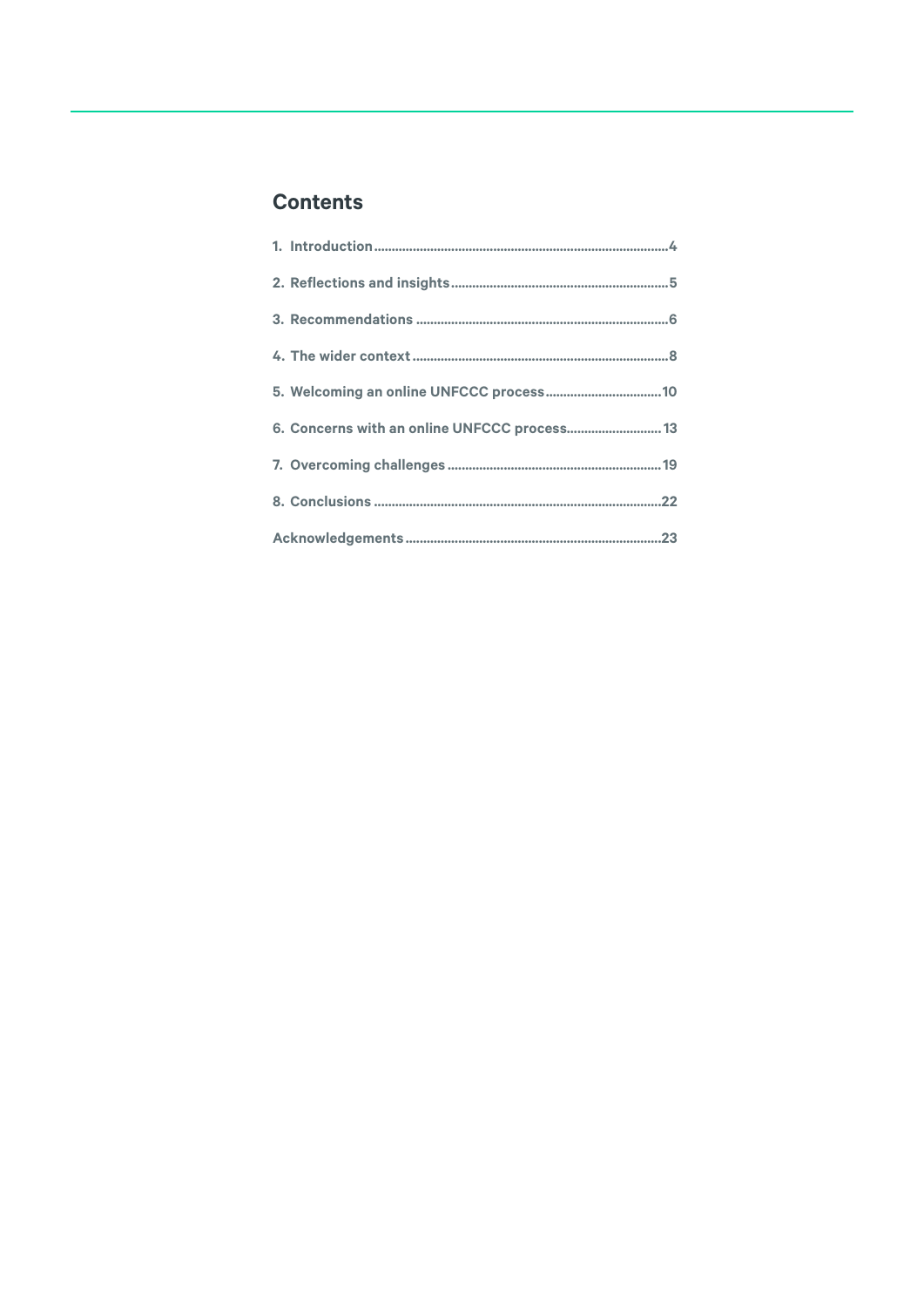## Contents

1. Introduction .......... 4
2. Reflections and insights .......... 5
3. Recommendations .......... 6
4. The wider context .......... 8
5. Welcoming an online UNFCCC process .......... 10
6. Concerns with an online UNFCCC process .......... 13
7. Overcoming challenges .......... 19
8. Conclusions .......... 22

Acknowledgements .......... 23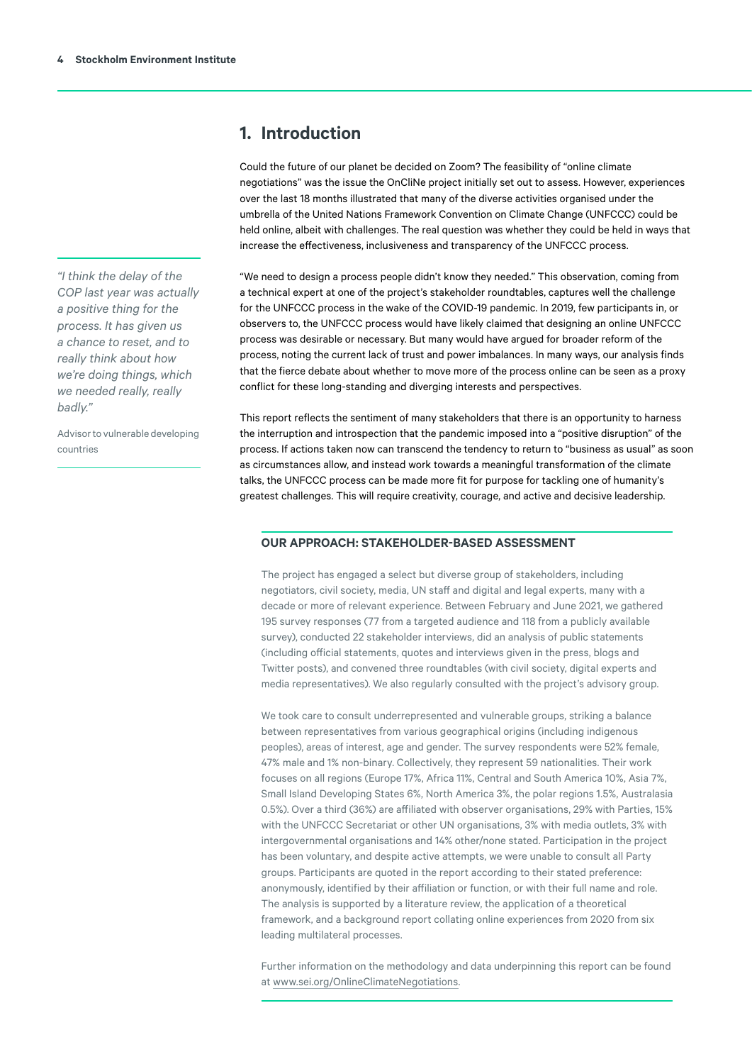## 1. Introduction

Could the future of our planet be decided on Zoom? The feasibility of "online climate negotiations" was the issue the OnCliNe project initially set out to assess. However, experiences over the last 18 months illustrated that many of the diverse activities organised under the umbrella of the United Nations Framework Convention on Climate Change (UNFCCC) could be held online, albeit with challenges. The real question was whether they could be held in ways that increase the effectiveness, inclusiveness and transparency of the UNFCCC process.

> *"I think the delay of the COP last year was actually a positive thing for the process. It has given us a chance to reset, and to really think about how we're doing things, which we needed really, really badly."*
>
> Advisor to vulnerable developing countries

"We need to design a process people didn't know they needed." This observation, coming from a technical expert at one of the project's stakeholder roundtables, captures well the challenge for the UNFCCC process in the wake of the COVID-19 pandemic. In 2019, few participants in, or observers to, the UNFCCC process would have likely claimed that designing an online UNFCCC process was desirable or necessary. But many would have argued for broader reform of the process, noting the current lack of trust and power imbalances. In many ways, our analysis finds that the fierce debate about whether to move more of the process online can be seen as a proxy conflict for these long-standing and diverging interests and perspectives.

This report reflects the sentiment of many stakeholders that there is an opportunity to harness the interruption and introspection that the pandemic imposed into a "positive disruption" of the process. If actions taken now can transcend the tendency to return to "business as usual" as soon as circumstances allow, and instead work towards a meaningful transformation of the climate talks, the UNFCCC process can be made more fit for purpose for tackling one of humanity's greatest challenges. This will require creativity, courage, and active and decisive leadership.

### OUR APPROACH: STAKEHOLDER-BASED ASSESSMENT

The project has engaged a select but diverse group of stakeholders, including negotiators, civil society, media, UN staff and digital and legal experts, many with a decade or more of relevant experience. Between February and June 2021, we gathered 195 survey responses (77 from a targeted audience and 118 from a publicly available survey), conducted 22 stakeholder interviews, did an analysis of public statements (including official statements, quotes and interviews given in the press, blogs and Twitter posts), and convened three roundtables (with civil society, digital experts and media representatives). We also regularly consulted with the project's advisory group.

We took care to consult underrepresented and vulnerable groups, striking a balance between representatives from various geographical origins (including indigenous peoples), areas of interest, age and gender. The survey respondents were 52% female, 47% male and 1% non-binary. Collectively, they represent 59 nationalities. Their work focuses on all regions (Europe 17%, Africa 11%, Central and South America 10%, Asia 7%, Small Island Developing States 6%, North America 3%, the polar regions 1.5%, Australasia 0.5%). Over a third (36%) are affiliated with observer organisations, 29% with Parties, 15% with the UNFCCC Secretariat or other UN organisations, 3% with media outlets, 3% with intergovernmental organisations and 14% other/none stated. Participation in the project has been voluntary, and despite active attempts, we were unable to consult all Party groups. Participants are quoted in the report according to their stated preference: anonymously, identified by their affiliation or function, or with their full name and role. The analysis is supported by a literature review, the application of a theoretical framework, and a background report collating online experiences from 2020 from six leading multilateral processes.

Further information on the methodology and data underpinning this report can be found at www.sei.org/OnlineClimateNegotiations.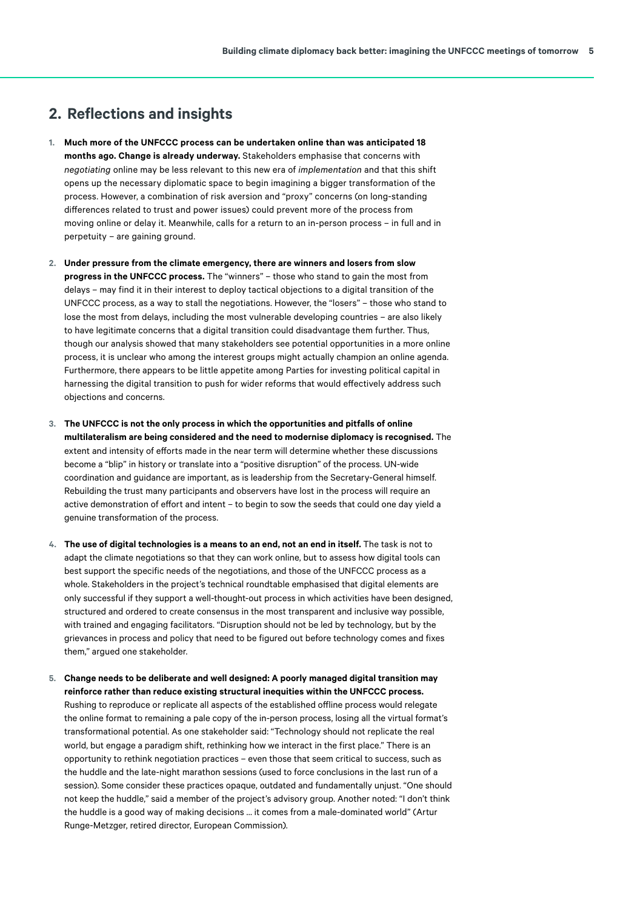## 2. Reflections and insights

1. **Much more of the UNFCCC process can be undertaken online than was anticipated 18 months ago. Change is already underway.** Stakeholders emphasise that concerns with *negotiating* online may be less relevant to this new era of *implementation* and that this shift opens up the necessary diplomatic space to begin imagining a bigger transformation of the process. However, a combination of risk aversion and "proxy" concerns (on long-standing differences related to trust and power issues) could prevent more of the process from moving online or delay it. Meanwhile, calls for a return to an in-person process – in full and in perpetuity – are gaining ground.

2. **Under pressure from the climate emergency, there are winners and losers from slow progress in the UNFCCC process.** The "winners" – those who stand to gain the most from delays – may find it in their interest to deploy tactical objections to a digital transition of the UNFCCC process, as a way to stall the negotiations. However, the "losers" – those who stand to lose the most from delays, including the most vulnerable developing countries – are also likely to have legitimate concerns that a digital transition could disadvantage them further. Thus, though our analysis showed that many stakeholders see potential opportunities in a more online process, it is unclear who among the interest groups might actually champion an online agenda. Furthermore, there appears to be little appetite among Parties for investing political capital in harnessing the digital transition to push for wider reforms that would effectively address such objections and concerns.

3. **The UNFCCC is not the only process in which the opportunities and pitfalls of online multilateralism are being considered and the need to modernise diplomacy is recognised.** The extent and intensity of efforts made in the near term will determine whether these discussions become a "blip" in history or translate into a "positive disruption" of the process. UN-wide coordination and guidance are important, as is leadership from the Secretary-General himself. Rebuilding the trust many participants and observers have lost in the process will require an active demonstration of effort and intent – to begin to sow the seeds that could one day yield a genuine transformation of the process.

4. **The use of digital technologies is a means to an end, not an end in itself.** The task is not to adapt the climate negotiations so that they can work online, but to assess how digital tools can best support the specific needs of the negotiations, and those of the UNFCCC process as a whole. Stakeholders in the project's technical roundtable emphasised that digital elements are only successful if they support a well-thought-out process in which activities have been designed, structured and ordered to create consensus in the most transparent and inclusive way possible, with trained and engaging facilitators. "Disruption should not be led by technology, but by the grievances in process and policy that need to be figured out before technology comes and fixes them," argued one stakeholder.

5. **Change needs to be deliberate and well designed: A poorly managed digital transition may reinforce rather than reduce existing structural inequities within the UNFCCC process.** Rushing to reproduce or replicate all aspects of the established offline process would relegate the online format to remaining a pale copy of the in-person process, losing all the virtual format's transformational potential. As one stakeholder said: "Technology should not replicate the real world, but engage a paradigm shift, rethinking how we interact in the first place." There is an opportunity to rethink negotiation practices – even those that seem critical to success, such as the huddle and the late-night marathon sessions (used to force conclusions in the last run of a session). Some consider these practices opaque, outdated and fundamentally unjust. "One should not keep the huddle," said a member of the project's advisory group. Another noted: "I don't think the huddle is a good way of making decisions … it comes from a male-dominated world" (Artur Runge-Metzger, retired director, European Commission).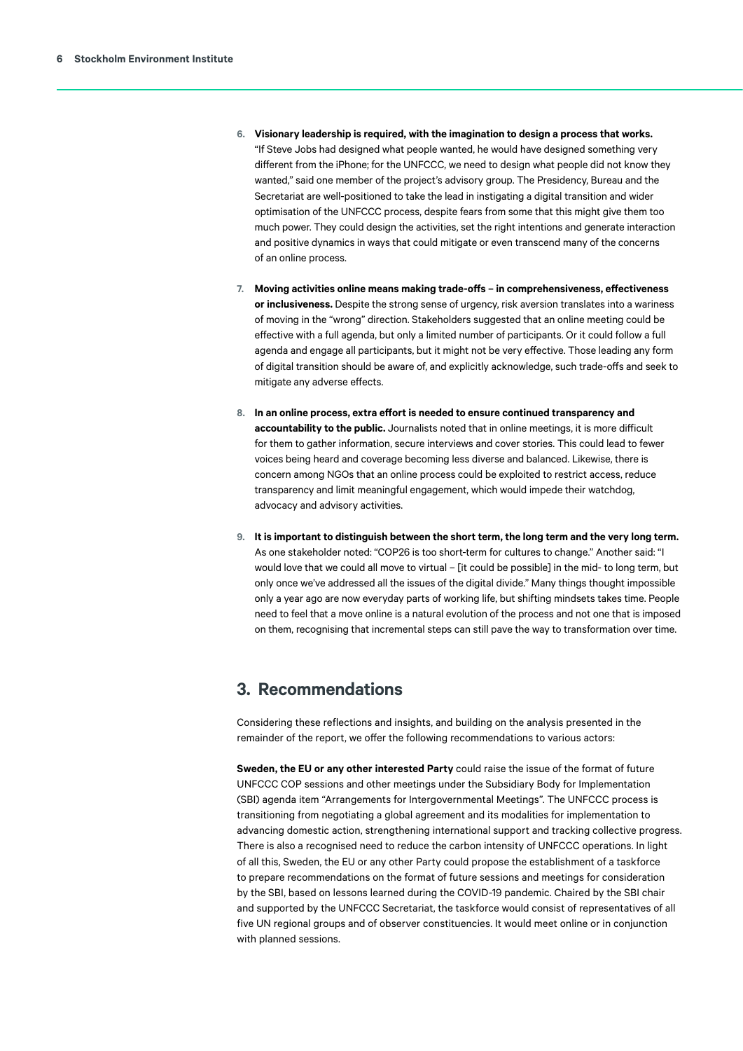6. **Visionary leadership is required, with the imagination to design a process that works.** "If Steve Jobs had designed what people wanted, he would have designed something very different from the iPhone; for the UNFCCC, we need to design what people did not know they wanted," said one member of the project's advisory group. The Presidency, Bureau and the Secretariat are well-positioned to take the lead in instigating a digital transition and wider optimisation of the UNFCCC process, despite fears from some that this might give them too much power. They could design the activities, set the right intentions and generate interaction and positive dynamics in ways that could mitigate or even transcend many of the concerns of an online process.

7. **Moving activities online means making trade-offs – in comprehensiveness, effectiveness or inclusiveness.** Despite the strong sense of urgency, risk aversion translates into a wariness of moving in the "wrong" direction. Stakeholders suggested that an online meeting could be effective with a full agenda, but only a limited number of participants. Or it could follow a full agenda and engage all participants, but it might not be very effective. Those leading any form of digital transition should be aware of, and explicitly acknowledge, such trade-offs and seek to mitigate any adverse effects.

8. **In an online process, extra effort is needed to ensure continued transparency and accountability to the public.** Journalists noted that in online meetings, it is more difficult for them to gather information, secure interviews and cover stories. This could lead to fewer voices being heard and coverage becoming less diverse and balanced. Likewise, there is concern among NGOs that an online process could be exploited to restrict access, reduce transparency and limit meaningful engagement, which would impede their watchdog, advocacy and advisory activities.

9. **It is important to distinguish between the short term, the long term and the very long term.** As one stakeholder noted: "COP26 is too short-term for cultures to change." Another said: "I would love that we could all move to virtual – [it could be possible] in the mid- to long term, but only once we've addressed all the issues of the digital divide." Many things thought impossible only a year ago are now everyday parts of working life, but shifting mindsets takes time. People need to feel that a move online is a natural evolution of the process and not one that is imposed on them, recognising that incremental steps can still pave the way to transformation over time.

## 3. Recommendations

Considering these reflections and insights, and building on the analysis presented in the remainder of the report, we offer the following recommendations to various actors:

**Sweden, the EU or any other interested Party** could raise the issue of the format of future UNFCCC COP sessions and other meetings under the Subsidiary Body for Implementation (SBI) agenda item "Arrangements for Intergovernmental Meetings". The UNFCCC process is transitioning from negotiating a global agreement and its modalities for implementation to advancing domestic action, strengthening international support and tracking collective progress. There is also a recognised need to reduce the carbon intensity of UNFCCC operations. In light of all this, Sweden, the EU or any other Party could propose the establishment of a taskforce to prepare recommendations on the format of future sessions and meetings for consideration by the SBI, based on lessons learned during the COVID-19 pandemic. Chaired by the SBI chair and supported by the UNFCCC Secretariat, the taskforce would consist of representatives of all five UN regional groups and of observer constituencies. It would meet online or in conjunction with planned sessions.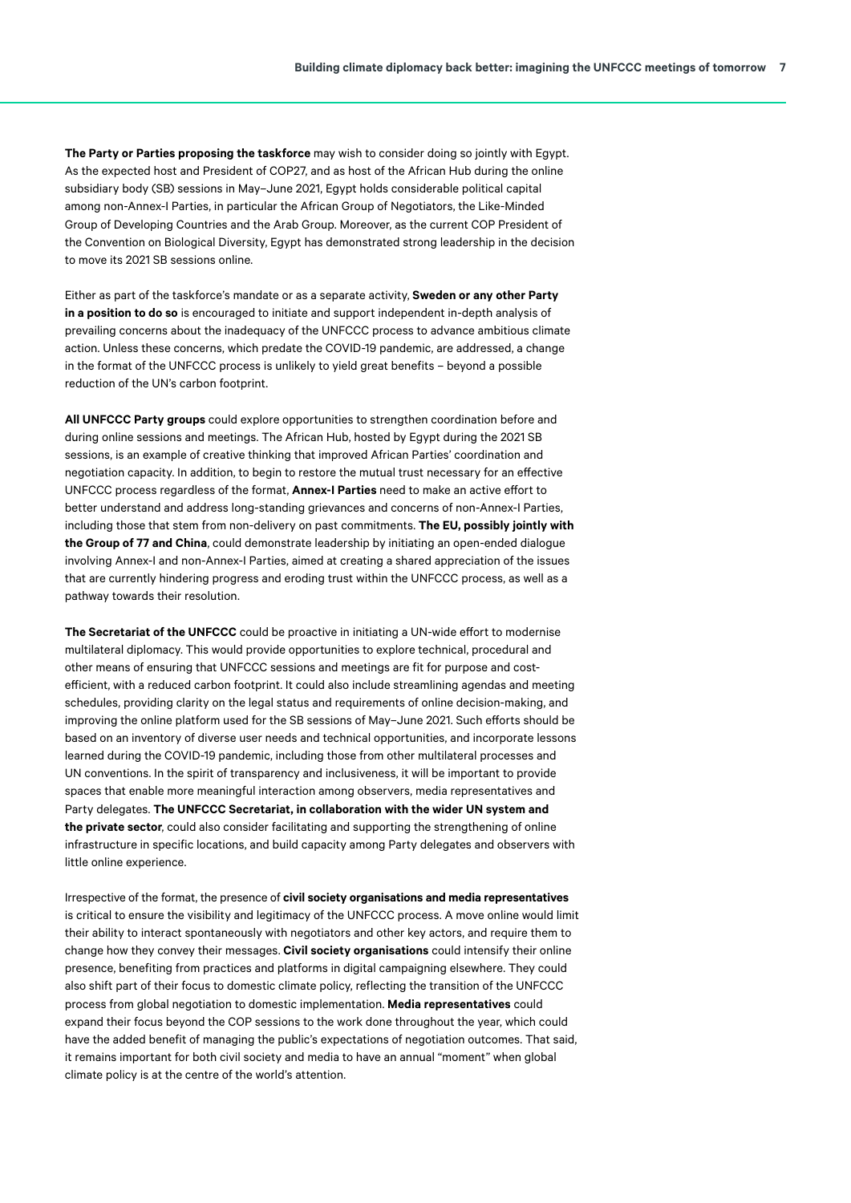**The Party or Parties proposing the taskforce** may wish to consider doing so jointly with Egypt. As the expected host and President of COP27, and as host of the African Hub during the online subsidiary body (SB) sessions in May–June 2021, Egypt holds considerable political capital among non-Annex-I Parties, in particular the African Group of Negotiators, the Like-Minded Group of Developing Countries and the Arab Group. Moreover, as the current COP President of the Convention on Biological Diversity, Egypt has demonstrated strong leadership in the decision to move its 2021 SB sessions online.

Either as part of the taskforce's mandate or as a separate activity, **Sweden or any other Party in a position to do so** is encouraged to initiate and support independent in-depth analysis of prevailing concerns about the inadequacy of the UNFCCC process to advance ambitious climate action. Unless these concerns, which predate the COVID-19 pandemic, are addressed, a change in the format of the UNFCCC process is unlikely to yield great benefits – beyond a possible reduction of the UN's carbon footprint.

**All UNFCCC Party groups** could explore opportunities to strengthen coordination before and during online sessions and meetings. The African Hub, hosted by Egypt during the 2021 SB sessions, is an example of creative thinking that improved African Parties' coordination and negotiation capacity. In addition, to begin to restore the mutual trust necessary for an effective UNFCCC process regardless of the format, **Annex-I Parties** need to make an active effort to better understand and address long-standing grievances and concerns of non-Annex-I Parties, including those that stem from non-delivery on past commitments. **The EU, possibly jointly with the Group of 77 and China**, could demonstrate leadership by initiating an open-ended dialogue involving Annex-I and non-Annex-I Parties, aimed at creating a shared appreciation of the issues that are currently hindering progress and eroding trust within the UNFCCC process, as well as a pathway towards their resolution.

**The Secretariat of the UNFCCC** could be proactive in initiating a UN-wide effort to modernise multilateral diplomacy. This would provide opportunities to explore technical, procedural and other means of ensuring that UNFCCC sessions and meetings are fit for purpose and cost-efficient, with a reduced carbon footprint. It could also include streamlining agendas and meeting schedules, providing clarity on the legal status and requirements of online decision-making, and improving the online platform used for the SB sessions of May–June 2021. Such efforts should be based on an inventory of diverse user needs and technical opportunities, and incorporate lessons learned during the COVID-19 pandemic, including those from other multilateral processes and UN conventions. In the spirit of transparency and inclusiveness, it will be important to provide spaces that enable more meaningful interaction among observers, media representatives and Party delegates. **The UNFCCC Secretariat, in collaboration with the wider UN system and the private sector**, could also consider facilitating and supporting the strengthening of online infrastructure in specific locations, and build capacity among Party delegates and observers with little online experience.

Irrespective of the format, the presence of **civil society organisations and media representatives** is critical to ensure the visibility and legitimacy of the UNFCCC process. A move online would limit their ability to interact spontaneously with negotiators and other key actors, and require them to change how they convey their messages. **Civil society organisations** could intensify their online presence, benefiting from practices and platforms in digital campaigning elsewhere. They could also shift part of their focus to domestic climate policy, reflecting the transition of the UNFCCC process from global negotiation to domestic implementation. **Media representatives** could expand their focus beyond the COP sessions to the work done throughout the year, which could have the added benefit of managing the public's expectations of negotiation outcomes. That said, it remains important for both civil society and media to have an annual "moment" when global climate policy is at the centre of the world's attention.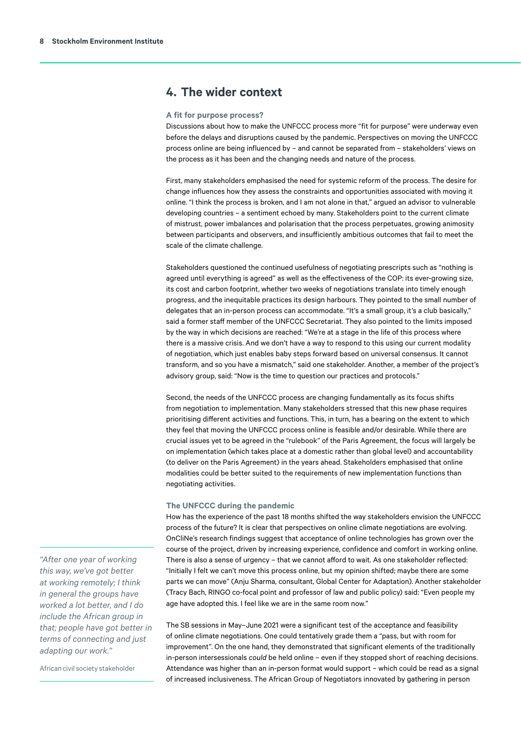## 4. The wider context

### A fit for purpose process?

Discussions about how to make the UNFCCC process more "fit for purpose" were underway even before the delays and disruptions caused by the pandemic. Perspectives on moving the UNFCCC process online are being influenced by – and cannot be separated from – stakeholders' views on the process as it has been and the changing needs and nature of the process.

First, many stakeholders emphasised the need for systemic reform of the process. The desire for change influences how they assess the constraints and opportunities associated with moving it online. "I think the process is broken, and I am not alone in that," argued an advisor to vulnerable developing countries – a sentiment echoed by many. Stakeholders point to the current climate of mistrust, power imbalances and polarisation that the process perpetuates, growing animosity between participants and observers, and insufficiently ambitious outcomes that fail to meet the scale of the climate challenge.

Stakeholders questioned the continued usefulness of negotiating prescripts such as "nothing is agreed until everything is agreed" as well as the effectiveness of the COP: its ever-growing size, its cost and carbon footprint, whether two weeks of negotiations translate into timely enough progress, and the inequitable practices its design harbours. They pointed to the small number of delegates that an in-person process can accommodate. "It's a small group, it's a club basically," said a former staff member of the UNFCCC Secretariat. They also pointed to the limits imposed by the way in which decisions are reached: "We're at a stage in the life of this process where there is a massive crisis. And we don't have a way to respond to this using our current modality of negotiation, which just enables baby steps forward based on universal consensus. It cannot transform, and so you have a mismatch," said one stakeholder. Another, a member of the project's advisory group, said: "Now is the time to question our practices and protocols."

Second, the needs of the UNFCCC process are changing fundamentally as its focus shifts from negotiation to implementation. Many stakeholders stressed that this new phase requires prioritising different activities and functions. This, in turn, has a bearing on the extent to which they feel that moving the UNFCCC process online is feasible and/or desirable. While there are crucial issues yet to be agreed in the "rulebook" of the Paris Agreement, the focus will largely be on implementation (which takes place at a domestic rather than global level) and accountability (to deliver on the Paris Agreement) in the years ahead. Stakeholders emphasised that online modalities could be better suited to the requirements of new implementation functions than negotiating activities.

### The UNFCCC during the pandemic

How has the experience of the past 18 months shifted the way stakeholders envision the UNFCCC process of the future? It is clear that perspectives on online climate negotiations are evolving. OnCliNe's research findings suggest that acceptance of online technologies has grown over the course of the project, driven by increasing experience, confidence and comfort in working online. There is also a sense of urgency – that we cannot afford to wait. As one stakeholder reflected: "Initially I felt we can't move this process online, but my opinion shifted; maybe there are some parts we can move" (Anju Sharma, consultant, Global Center for Adaptation). Another stakeholder (Tracy Bach, RINGO co-focal point and professor of law and public policy) said: "Even people my age have adopted this. I feel like we are in the same room now."

> *"After one year of working this way, we've got better at working remotely; I think in general the groups have worked a lot better, and I do include the African group in that; people have got better in terms of connecting and just adapting our work."*
>
> African civil society stakeholder

The SB sessions in May–June 2021 were a significant test of the acceptance and feasibility of online climate negotiations. One could tentatively grade them a "pass, but with room for improvement". On the one hand, they demonstrated that significant elements of the traditionally in-person intersessionals *could* be held online – even if they stopped short of reaching decisions. Attendance was higher than an in-person format would support – which could be read as a signal of increased inclusiveness. The African Group of Negotiators innovated by gathering in person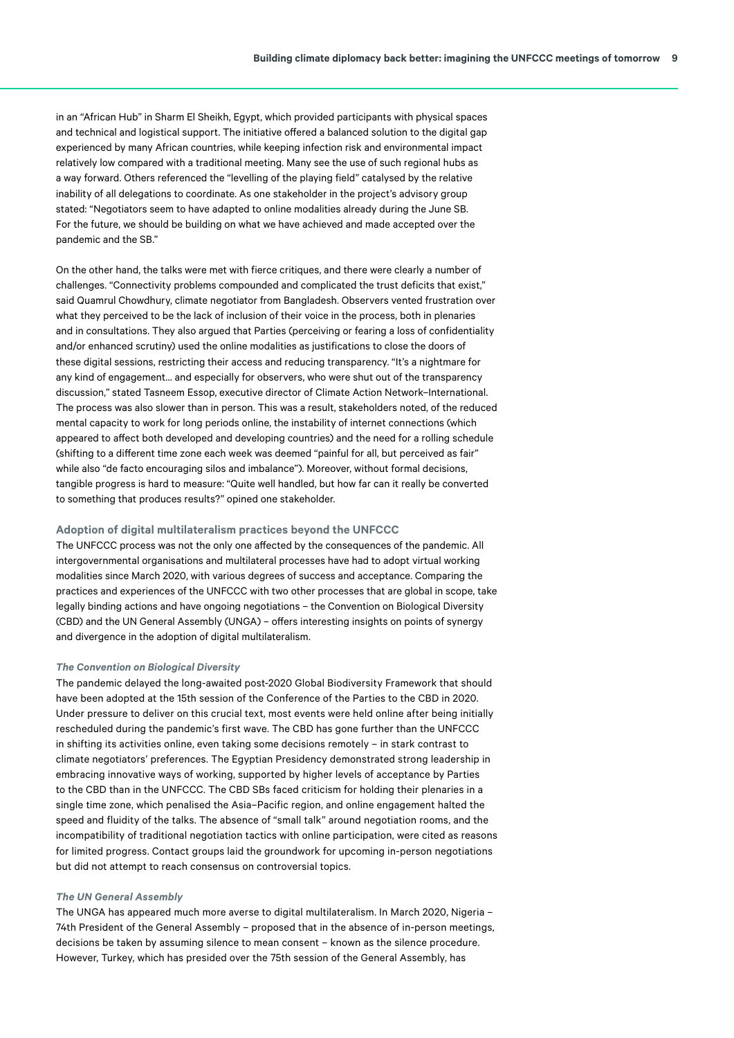in an "African Hub" in Sharm El Sheikh, Egypt, which provided participants with physical spaces and technical and logistical support. The initiative offered a balanced solution to the digital gap experienced by many African countries, while keeping infection risk and environmental impact relatively low compared with a traditional meeting. Many see the use of such regional hubs as a way forward. Others referenced the "levelling of the playing field" catalysed by the relative inability of all delegations to coordinate. As one stakeholder in the project's advisory group stated: "Negotiators seem to have adapted to online modalities already during the June SB. For the future, we should be building on what we have achieved and made accepted over the pandemic and the SB."

On the other hand, the talks were met with fierce critiques, and there were clearly a number of challenges. "Connectivity problems compounded and complicated the trust deficits that exist," said Quamrul Chowdhury, climate negotiator from Bangladesh. Observers vented frustration over what they perceived to be the lack of inclusion of their voice in the process, both in plenaries and in consultations. They also argued that Parties (perceiving or fearing a loss of confidentiality and/or enhanced scrutiny) used the online modalities as justifications to close the doors of these digital sessions, restricting their access and reducing transparency. "It's a nightmare for any kind of engagement… and especially for observers, who were shut out of the transparency discussion," stated Tasneem Essop, executive director of Climate Action Network–International. The process was also slower than in person. This was a result, stakeholders noted, of the reduced mental capacity to work for long periods online, the instability of internet connections (which appeared to affect both developed and developing countries) and the need for a rolling schedule (shifting to a different time zone each week was deemed "painful for all, but perceived as fair" while also "de facto encouraging silos and imbalance"). Moreover, without formal decisions, tangible progress is hard to measure: "Quite well handled, but how far can it really be converted to something that produces results?" opined one stakeholder.

### Adoption of digital multilateralism practices beyond the UNFCCC

The UNFCCC process was not the only one affected by the consequences of the pandemic. All intergovernmental organisations and multilateral processes have had to adopt virtual working modalities since March 2020, with various degrees of success and acceptance. Comparing the practices and experiences of the UNFCCC with two other processes that are global in scope, take legally binding actions and have ongoing negotiations – the Convention on Biological Diversity (CBD) and the UN General Assembly (UNGA) – offers interesting insights on points of synergy and divergence in the adoption of digital multilateralism.

#### *The Convention on Biological Diversity*

The pandemic delayed the long-awaited post-2020 Global Biodiversity Framework that should have been adopted at the 15th session of the Conference of the Parties to the CBD in 2020. Under pressure to deliver on this crucial text, most events were held online after being initially rescheduled during the pandemic's first wave. The CBD has gone further than the UNFCCC in shifting its activities online, even taking some decisions remotely – in stark contrast to climate negotiators' preferences. The Egyptian Presidency demonstrated strong leadership in embracing innovative ways of working, supported by higher levels of acceptance by Parties to the CBD than in the UNFCCC. The CBD SBs faced criticism for holding their plenaries in a single time zone, which penalised the Asia–Pacific region, and online engagement halted the speed and fluidity of the talks. The absence of "small talk" around negotiation rooms, and the incompatibility of traditional negotiation tactics with online participation, were cited as reasons for limited progress. Contact groups laid the groundwork for upcoming in-person negotiations but did not attempt to reach consensus on controversial topics.

#### *The UN General Assembly*

The UNGA has appeared much more averse to digital multilateralism. In March 2020, Nigeria – 74th President of the General Assembly – proposed that in the absence of in-person meetings, decisions be taken by assuming silence to mean consent – known as the silence procedure. However, Turkey, which has presided over the 75th session of the General Assembly, has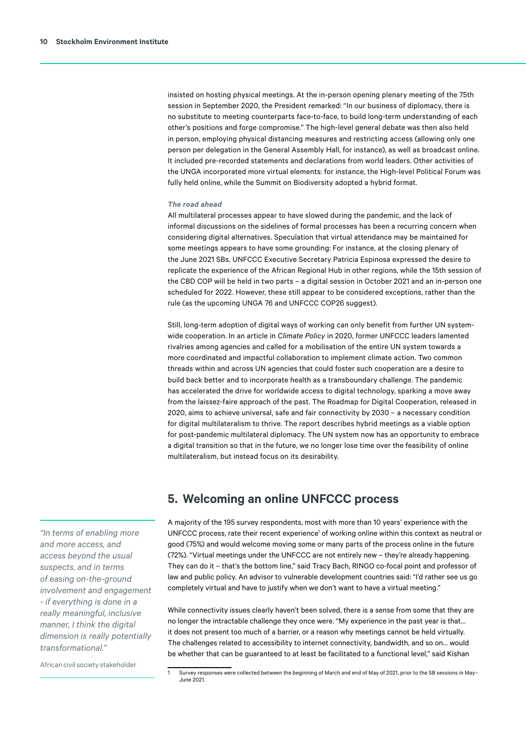insisted on hosting physical meetings. At the in-person opening plenary meeting of the 75th session in September 2020, the President remarked: "In our business of diplomacy, there is no substitute to meeting counterparts face-to-face, to build long-term understanding of each other's positions and forge compromise." The high-level general debate was then also held in person, employing physical distancing measures and restricting access (allowing only one person per delegation in the General Assembly Hall, for instance), as well as broadcast online. It included pre-recorded statements and declarations from world leaders. Other activities of the UNGA incorporated more virtual elements: for instance, the High-level Political Forum was fully held online, while the Summit on Biodiversity adopted a hybrid format.

***The road ahead***

All multilateral processes appear to have slowed during the pandemic, and the lack of informal discussions on the sidelines of formal processes has been a recurring concern when considering digital alternatives. Speculation that virtual attendance may be maintained for some meetings appears to have some grounding: For instance, at the closing plenary of the June 2021 SBs, UNFCCC Executive Secretary Patricia Espinosa expressed the desire to replicate the experience of the African Regional Hub in other regions, while the 15th session of the CBD COP will be held in two parts – a digital session in October 2021 and an in-person one scheduled for 2022. However, these still appear to be considered exceptions, rather than the rule (as the upcoming UNGA 76 and UNFCCC COP26 suggest).

Still, long-term adoption of digital ways of working can only benefit from further UN system-wide cooperation. In an article in *Climate Policy* in 2020, former UNFCCC leaders lamented rivalries among agencies and called for a mobilisation of the entire UN system towards a more coordinated and impactful collaboration to implement climate action. Two common threads within and across UN agencies that could foster such cooperation are a desire to build back better and to incorporate health as a transboundary challenge. The pandemic has accelerated the drive for worldwide access to digital technology, sparking a move away from the laissez-faire approach of the past. The Roadmap for Digital Cooperation, released in 2020, aims to achieve universal, safe and fair connectivity by 2030 – a necessary condition for digital multilateralism to thrive. The report describes hybrid meetings as a viable option for post-pandemic multilateral diplomacy. The UN system now has an opportunity to embrace a digital transition so that in the future, we no longer lose time over the feasibility of online multilateralism, but instead focus on its desirability.

## 5. Welcoming an online UNFCCC process

> *"In terms of enabling more and more access, and access beyond the usual suspects, and in terms of easing on-the-ground involvement and engagement - if everything is done in a really meaningful, inclusive manner, I think the digital dimension is really potentially transformational."*
>
> African civil society stakeholder

A majority of the 195 survey respondents, most with more than 10 years' experience with the UNFCCC process, rate their recent experience[1] of working online within this context as neutral or good (75%) and would welcome moving some or many parts of the process online in the future (72%). "Virtual meetings under the UNFCCC are not entirely new – they're already happening. They can do it – that's the bottom line," said Tracy Bach, RINGO co-focal point and professor of law and public policy. An advisor to vulnerable development countries said: "I'd rather see us go completely virtual and have to justify when we don't want to have a virtual meeting."

While connectivity issues clearly haven't been solved, there is a sense from some that they are no longer the intractable challenge they once were. "My experience in the past year is that… it does not present too much of a barrier, or a reason why meetings cannot be held virtually. The challenges related to accessibility to internet connectivity, bandwidth, and so on… would be whether that can be guaranteed to at least be facilitated to a functional level," said Kishan

[1] Survey responses were collected between the beginning of March and end of May of 2021, prior to the SB sessions in May–June 2021.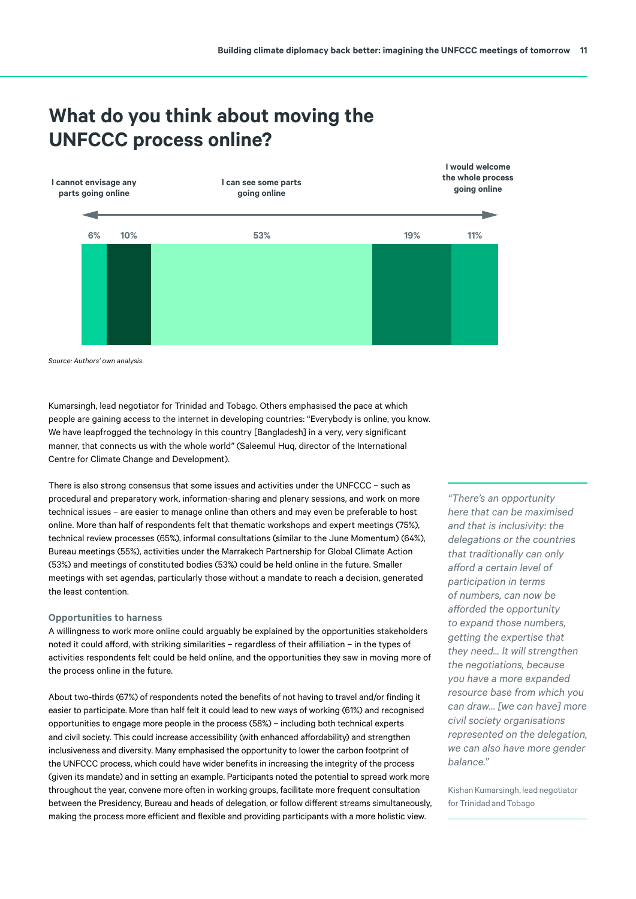## What do you think about moving the UNFCCC process online?

| I cannot envisage any parts going online | | I can see some parts going online | | I would welcome the whole process going online |
|---|---|---|---|---|
| 6% | 10% | 53% | 19% | 11% |

*Source: Authors' own analysis.*

Kumarsingh, lead negotiator for Trinidad and Tobago. Others emphasised the pace at which people are gaining access to the internet in developing countries: "Everybody is online, you know. We have leapfrogged the technology in this country [Bangladesh] in a very, very significant manner, that connects us with the whole world" (Saleemul Huq, director of the International Centre for Climate Change and Development).

There is also strong consensus that some issues and activities under the UNFCCC – such as procedural and preparatory work, information-sharing and plenary sessions, and work on more technical issues – are easier to manage online than others and may even be preferable to host online. More than half of respondents felt that thematic workshops and expert meetings (75%), technical review processes (65%), informal consultations (similar to the June Momentum) (64%), Bureau meetings (55%), activities under the Marrakech Partnership for Global Climate Action (53%) and meetings of constituted bodies (53%) could be held online in the future. Smaller meetings with set agendas, particularly those without a mandate to reach a decision, generated the least contention.

### Opportunities to harness

A willingness to work more online could arguably be explained by the opportunities stakeholders noted it could afford, with striking similarities – regardless of their affiliation – in the types of activities respondents felt could be held online, and the opportunities they saw in moving more of the process online in the future.

About two-thirds (67%) of respondents noted the benefits of not having to travel and/or finding it easier to participate. More than half felt it could lead to new ways of working (61%) and recognised opportunities to engage more people in the process (58%) – including both technical experts and civil society. This could increase accessibility (with enhanced affordability) and strengthen inclusiveness and diversity. Many emphasised the opportunity to lower the carbon footprint of the UNFCCC process, which could have wider benefits in increasing the integrity of the process (given its mandate) and in setting an example. Participants noted the potential to spread work more throughout the year, convene more often in working groups, facilitate more frequent consultation between the Presidency, Bureau and heads of delegation, or follow different streams simultaneously, making the process more efficient and flexible and providing participants with a more holistic view.

> *"There's an opportunity here that can be maximised and that is inclusivity: the delegations or the countries that traditionally can only afford a certain level of participation in terms of numbers, can now be afforded the opportunity to expand those numbers, getting the expertise that they need… It will strengthen the negotiations, because you have a more expanded resource base from which you can draw… [we can have] more civil society organisations represented on the delegation, we can also have more gender balance."*
>
> Kishan Kumarsingh, lead negotiator for Trinidad and Tobago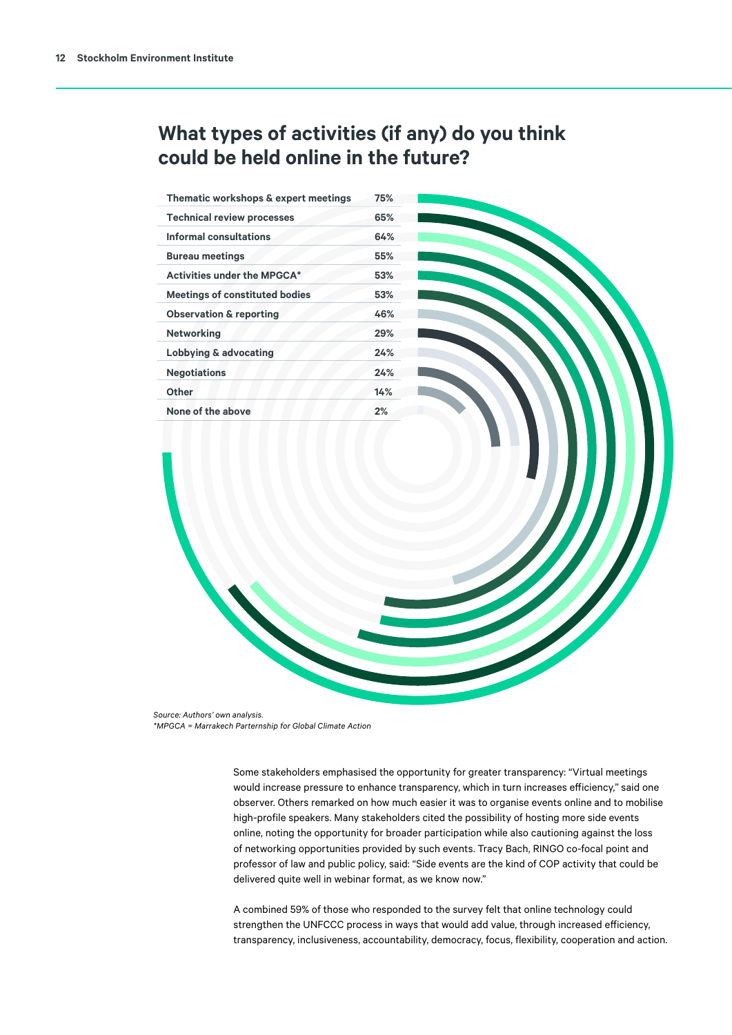## What types of activities (if any) do you think could be held online in the future?

| Activity | % |
|---|---|
| Thematic workshops & expert meetings | 75% |
| Technical review processes | 65% |
| Informal consultations | 64% |
| Bureau meetings | 55% |
| Activities under the MPGCA* | 53% |
| Meetings of constituted bodies | 53% |
| Observation & reporting | 46% |
| Networking | 29% |
| Lobbying & advocating | 24% |
| Negotiations | 24% |
| Other | 14% |
| None of the above | 2% |

*Source: Authors' own analysis.*
*\*MPGCA = Marrakech Parternship for Global Climate Action*

Some stakeholders emphasised the opportunity for greater transparency: "Virtual meetings would increase pressure to enhance transparency, which in turn increases efficiency," said one observer. Others remarked on how much easier it was to organise events online and to mobilise high-profile speakers. Many stakeholders cited the possibility of hosting more side events online, noting the opportunity for broader participation while also cautioning against the loss of networking opportunities provided by such events. Tracy Bach, RINGO co-focal point and professor of law and public policy, said: "Side events are the kind of COP activity that could be delivered quite well in webinar format, as we know now."

A combined 59% of those who responded to the survey felt that online technology could strengthen the UNFCCC process in ways that would add value, through increased efficiency, transparency, inclusiveness, accountability, democracy, focus, flexibility, cooperation and action.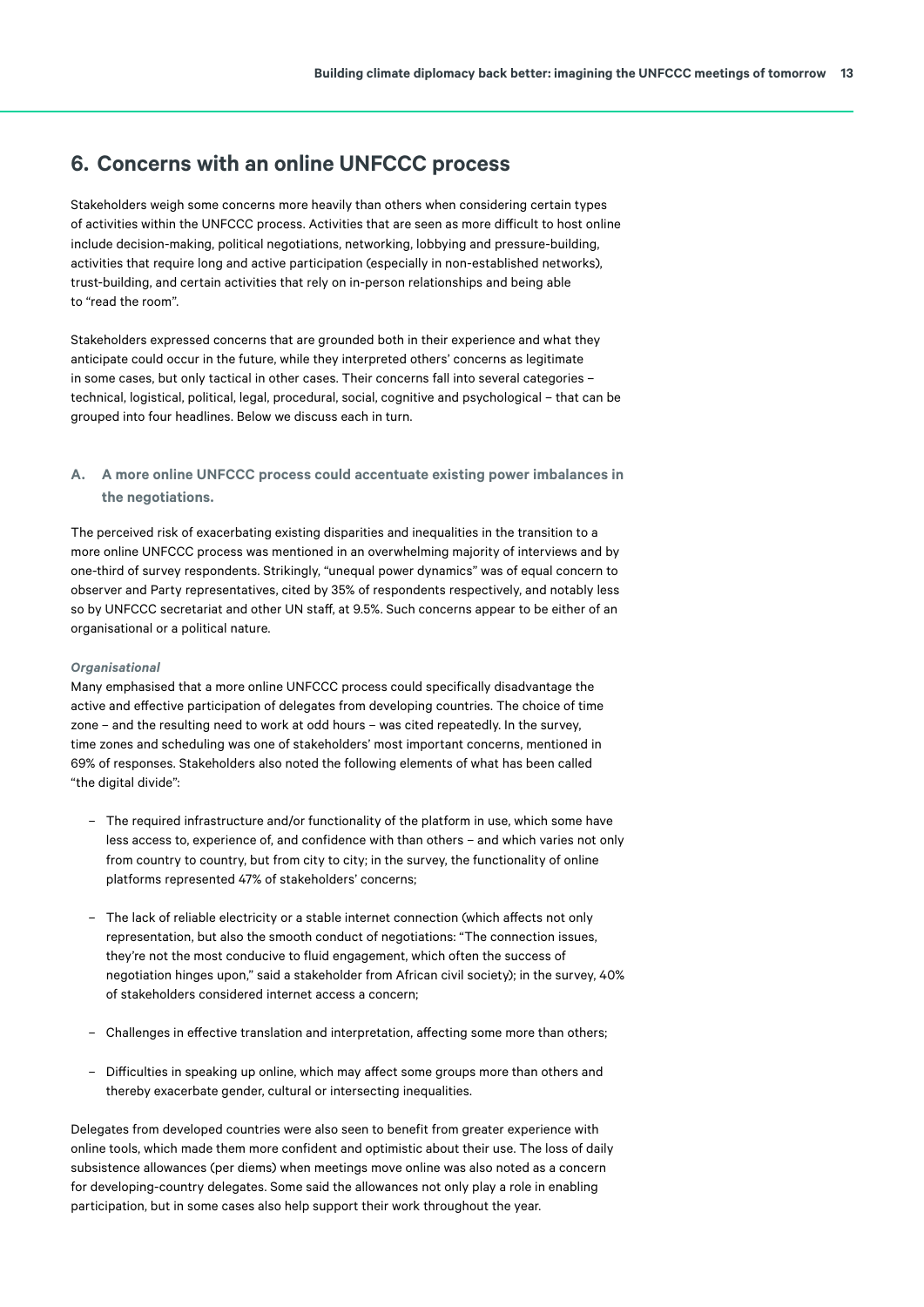## 6. Concerns with an online UNFCCC process

Stakeholders weigh some concerns more heavily than others when considering certain types of activities within the UNFCCC process. Activities that are seen as more difficult to host online include decision-making, political negotiations, networking, lobbying and pressure-building, activities that require long and active participation (especially in non-established networks), trust-building, and certain activities that rely on in-person relationships and being able to "read the room".

Stakeholders expressed concerns that are grounded both in their experience and what they anticipate could occur in the future, while they interpreted others' concerns as legitimate in some cases, but only tactical in other cases. Their concerns fall into several categories – technical, logistical, political, legal, procedural, social, cognitive and psychological – that can be grouped into four headlines. Below we discuss each in turn.

### A. A more online UNFCCC process could accentuate existing power imbalances in the negotiations.

The perceived risk of exacerbating existing disparities and inequalities in the transition to a more online UNFCCC process was mentioned in an overwhelming majority of interviews and by one-third of survey respondents. Strikingly, "unequal power dynamics" was of equal concern to observer and Party representatives, cited by 35% of respondents respectively, and notably less so by UNFCCC secretariat and other UN staff, at 9.5%. Such concerns appear to be either of an organisational or a political nature.

***Organisational***

Many emphasised that a more online UNFCCC process could specifically disadvantage the active and effective participation of delegates from developing countries. The choice of time zone – and the resulting need to work at odd hours – was cited repeatedly. In the survey, time zones and scheduling was one of stakeholders' most important concerns, mentioned in 69% of responses. Stakeholders also noted the following elements of what has been called "the digital divide":

- The required infrastructure and/or functionality of the platform in use, which some have less access to, experience of, and confidence with than others – and which varies not only from country to country, but from city to city; in the survey, the functionality of online platforms represented 47% of stakeholders' concerns;
- The lack of reliable electricity or a stable internet connection (which affects not only representation, but also the smooth conduct of negotiations: "The connection issues, they're not the most conducive to fluid engagement, which often the success of negotiation hinges upon," said a stakeholder from African civil society); in the survey, 40% of stakeholders considered internet access a concern;
- Challenges in effective translation and interpretation, affecting some more than others;
- Difficulties in speaking up online, which may affect some groups more than others and thereby exacerbate gender, cultural or intersecting inequalities.

Delegates from developed countries were also seen to benefit from greater experience with online tools, which made them more confident and optimistic about their use. The loss of daily subsistence allowances (per diems) when meetings move online was also noted as a concern for developing-country delegates. Some said the allowances not only play a role in enabling participation, but in some cases also help support their work throughout the year.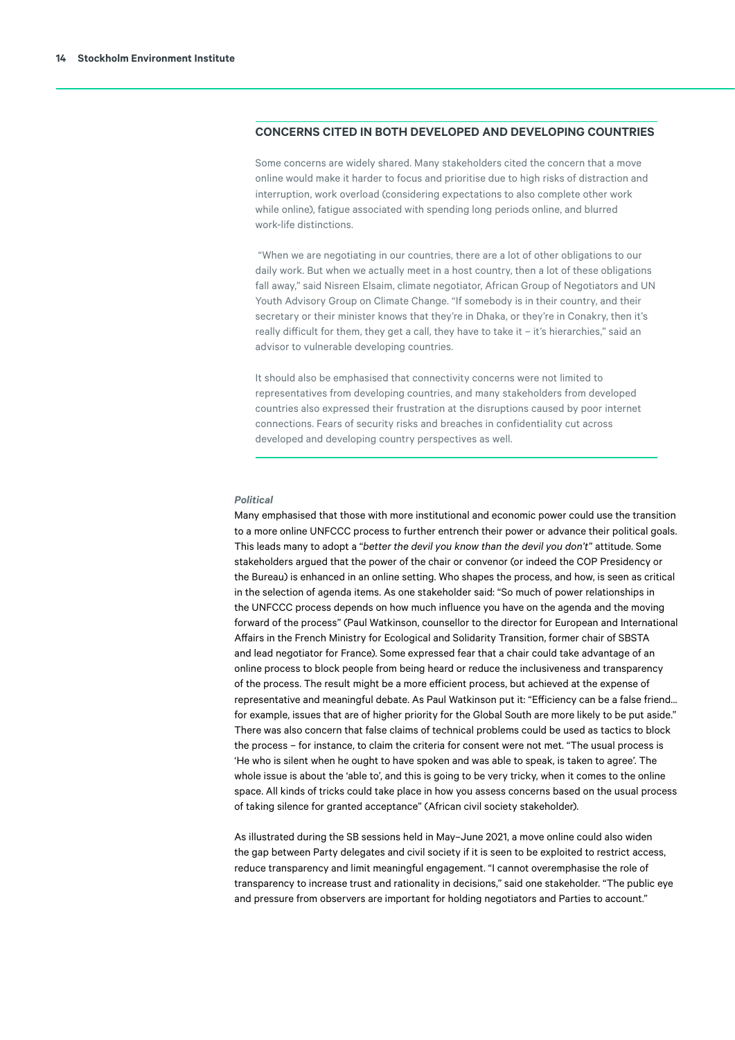### CONCERNS CITED IN BOTH DEVELOPED AND DEVELOPING COUNTRIES

Some concerns are widely shared. Many stakeholders cited the concern that a move online would make it harder to focus and prioritise due to high risks of distraction and interruption, work overload (considering expectations to also complete other work while online), fatigue associated with spending long periods online, and blurred work-life distinctions.

"When we are negotiating in our countries, there are a lot of other obligations to our daily work. But when we actually meet in a host country, then a lot of these obligations fall away," said Nisreen Elsaim, climate negotiator, African Group of Negotiators and UN Youth Advisory Group on Climate Change. "If somebody is in their country, and their secretary or their minister knows that they're in Dhaka, or they're in Conakry, then it's really difficult for them, they get a call, they have to take it – it's hierarchies," said an advisor to vulnerable developing countries.

It should also be emphasised that connectivity concerns were not limited to representatives from developing countries, and many stakeholders from developed countries also expressed their frustration at the disruptions caused by poor internet connections. Fears of security risks and breaches in confidentiality cut across developed and developing country perspectives as well.

***Political***

Many emphasised that those with more institutional and economic power could use the transition to a more online UNFCCC process to further entrench their power or advance their political goals. This leads many to adopt a "*better the devil you know than the devil you don't*" attitude. Some stakeholders argued that the power of the chair or convenor (or indeed the COP Presidency or the Bureau) is enhanced in an online setting. Who shapes the process, and how, is seen as critical in the selection of agenda items. As one stakeholder said: "So much of power relationships in the UNFCCC process depends on how much influence you have on the agenda and the moving forward of the process" (Paul Watkinson, counsellor to the director for European and International Affairs in the French Ministry for Ecological and Solidarity Transition, former chair of SBSTA and lead negotiator for France). Some expressed fear that a chair could take advantage of an online process to block people from being heard or reduce the inclusiveness and transparency of the process. The result might be a more efficient process, but achieved at the expense of representative and meaningful debate. As Paul Watkinson put it: "Efficiency can be a false friend… for example, issues that are of higher priority for the Global South are more likely to be put aside." There was also concern that false claims of technical problems could be used as tactics to block the process – for instance, to claim the criteria for consent were not met. "The usual process is 'He who is silent when he ought to have spoken and was able to speak, is taken to agree'. The whole issue is about the 'able to', and this is going to be very tricky, when it comes to the online space. All kinds of tricks could take place in how you assess concerns based on the usual process of taking silence for granted acceptance" (African civil society stakeholder).

As illustrated during the SB sessions held in May–June 2021, a move online could also widen the gap between Party delegates and civil society if it is seen to be exploited to restrict access, reduce transparency and limit meaningful engagement. "I cannot overemphasise the role of transparency to increase trust and rationality in decisions," said one stakeholder. "The public eye and pressure from observers are important for holding negotiators and Parties to account."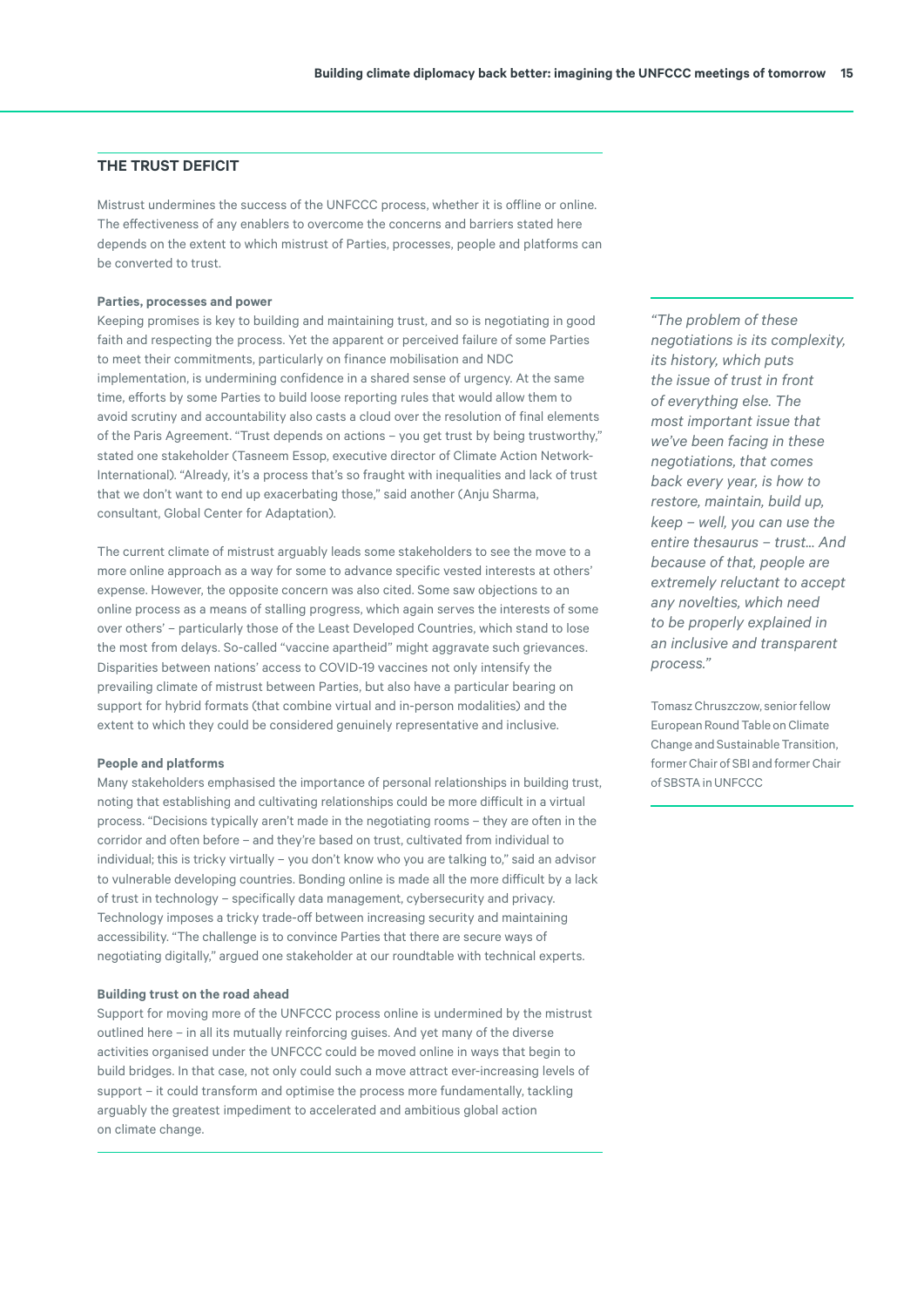## THE TRUST DEFICIT

Mistrust undermines the success of the UNFCCC process, whether it is offline or online. The effectiveness of any enablers to overcome the concerns and barriers stated here depends on the extent to which mistrust of Parties, processes, people and platforms can be converted to trust.

### Parties, processes and power

Keeping promises is key to building and maintaining trust, and so is negotiating in good faith and respecting the process. Yet the apparent or perceived failure of some Parties to meet their commitments, particularly on finance mobilisation and NDC implementation, is undermining confidence in a shared sense of urgency. At the same time, efforts by some Parties to build loose reporting rules that would allow them to avoid scrutiny and accountability also casts a cloud over the resolution of final elements of the Paris Agreement. "Trust depends on actions – you get trust by being trustworthy," stated one stakeholder (Tasneem Essop, executive director of Climate Action Network-International). "Already, it's a process that's so fraught with inequalities and lack of trust that we don't want to end up exacerbating those," said another (Anju Sharma, consultant, Global Center for Adaptation).

The current climate of mistrust arguably leads some stakeholders to see the move to a more online approach as a way for some to advance specific vested interests at others' expense. However, the opposite concern was also cited. Some saw objections to an online process as a means of stalling progress, which again serves the interests of some over others' – particularly those of the Least Developed Countries, which stand to lose the most from delays. So-called "vaccine apartheid" might aggravate such grievances. Disparities between nations' access to COVID-19 vaccines not only intensify the prevailing climate of mistrust between Parties, but also have a particular bearing on support for hybrid formats (that combine virtual and in-person modalities) and the extent to which they could be considered genuinely representative and inclusive.

### People and platforms

Many stakeholders emphasised the importance of personal relationships in building trust, noting that establishing and cultivating relationships could be more difficult in a virtual process. "Decisions typically aren't made in the negotiating rooms – they are often in the corridor and often before – and they're based on trust, cultivated from individual to individual; this is tricky virtually – you don't know who you are talking to," said an advisor to vulnerable developing countries. Bonding online is made all the more difficult by a lack of trust in technology – specifically data management, cybersecurity and privacy. Technology imposes a tricky trade-off between increasing security and maintaining accessibility. "The challenge is to convince Parties that there are secure ways of negotiating digitally," argued one stakeholder at our roundtable with technical experts.

### Building trust on the road ahead

Support for moving more of the UNFCCC process online is undermined by the mistrust outlined here – in all its mutually reinforcing guises. And yet many of the diverse activities organised under the UNFCCC could be moved online in ways that begin to build bridges. In that case, not only could such a move attract ever-increasing levels of support – it could transform and optimise the process more fundamentally, tackling arguably the greatest impediment to accelerated and ambitious global action on climate change.

> *"The problem of these negotiations is its complexity, its history, which puts the issue of trust in front of everything else. The most important issue that we've been facing in these negotiations, that comes back every year, is how to restore, maintain, build up, keep – well, you can use the entire thesaurus – trust... And because of that, people are extremely reluctant to accept any novelties, which need to be properly explained in an inclusive and transparent process."*
>
> Tomasz Chruszczow, senior fellow European Round Table on Climate Change and Sustainable Transition, former Chair of SBI and former Chair of SBSTA in UNFCCC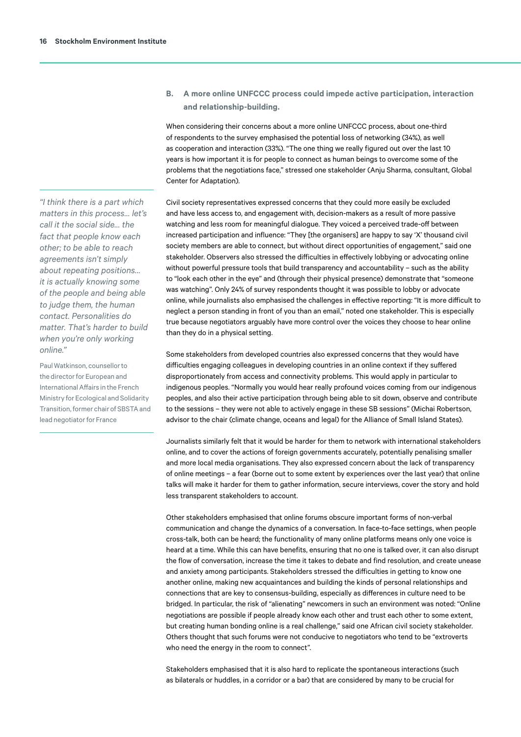### B. A more online UNFCCC process could impede active participation, interaction and relationship-building.

When considering their concerns about a more online UNFCCC process, about one-third of respondents to the survey emphasised the potential loss of networking (34%), as well as cooperation and interaction (33%). "The one thing we really figured out over the last 10 years is how important it is for people to connect as human beings to overcome some of the problems that the negotiations face," stressed one stakeholder (Anju Sharma, consultant, Global Center for Adaptation).

> *"I think there is a part which matters in this process… let's call it the social side… the fact that people know each other; to be able to reach agreements isn't simply about repeating positions… it is actually knowing some of the people and being able to judge them, the human contact. Personalities do matter. That's harder to build when you're only working online."*
>
> Paul Watkinson, counsellor to the director for European and International Affairs in the French Ministry for Ecological and Solidarity Transition, former chair of SBSTA and lead negotiator for France

Civil society representatives expressed concerns that they could more easily be excluded and have less access to, and engagement with, decision-makers as a result of more passive watching and less room for meaningful dialogue. They voiced a perceived trade-off between increased participation and influence: "They [the organisers] are happy to say 'X' thousand civil society members are able to connect, but without direct opportunities of engagement," said one stakeholder. Observers also stressed the difficulties in effectively lobbying or advocating online without powerful pressure tools that build transparency and accountability – such as the ability to "look each other in the eye" and (through their physical presence) demonstrate that "someone was watching". Only 24% of survey respondents thought it was possible to lobby or advocate online, while journalists also emphasised the challenges in effective reporting: "It is more difficult to neglect a person standing in front of you than an email," noted one stakeholder. This is especially true because negotiators arguably have more control over the voices they choose to hear online than they do in a physical setting.

Some stakeholders from developed countries also expressed concerns that they would have difficulties engaging colleagues in developing countries in an online context if they suffered disproportionately from access and connectivity problems. This would apply in particular to indigenous peoples. "Normally you would hear really profound voices coming from our indigenous peoples, and also their active participation through being able to sit down, observe and contribute to the sessions – they were not able to actively engage in these SB sessions" (Michai Robertson, advisor to the chair (climate change, oceans and legal) for the Alliance of Small Island States).

Journalists similarly felt that it would be harder for them to network with international stakeholders online, and to cover the actions of foreign governments accurately, potentially penalising smaller and more local media organisations. They also expressed concern about the lack of transparency of online meetings – a fear (borne out to some extent by experiences over the last year) that online talks will make it harder for them to gather information, secure interviews, cover the story and hold less transparent stakeholders to account.

Other stakeholders emphasised that online forums obscure important forms of non-verbal communication and change the dynamics of a conversation. In face-to-face settings, when people cross-talk, both can be heard; the functionality of many online platforms means only one voice is heard at a time. While this can have benefits, ensuring that no one is talked over, it can also disrupt the flow of conversation, increase the time it takes to debate and find resolution, and create unease and anxiety among participants. Stakeholders stressed the difficulties in getting to know one another online, making new acquaintances and building the kinds of personal relationships and connections that are key to consensus-building, especially as differences in culture need to be bridged. In particular, the risk of "alienating" newcomers in such an environment was noted: "Online negotiations are possible if people already know each other and trust each other to some extent, but creating human bonding online is a real challenge," said one African civil society stakeholder. Others thought that such forums were not conducive to negotiators who tend to be "extroverts who need the energy in the room to connect".

Stakeholders emphasised that it is also hard to replicate the spontaneous interactions (such as bilaterals or huddles, in a corridor or a bar) that are considered by many to be crucial for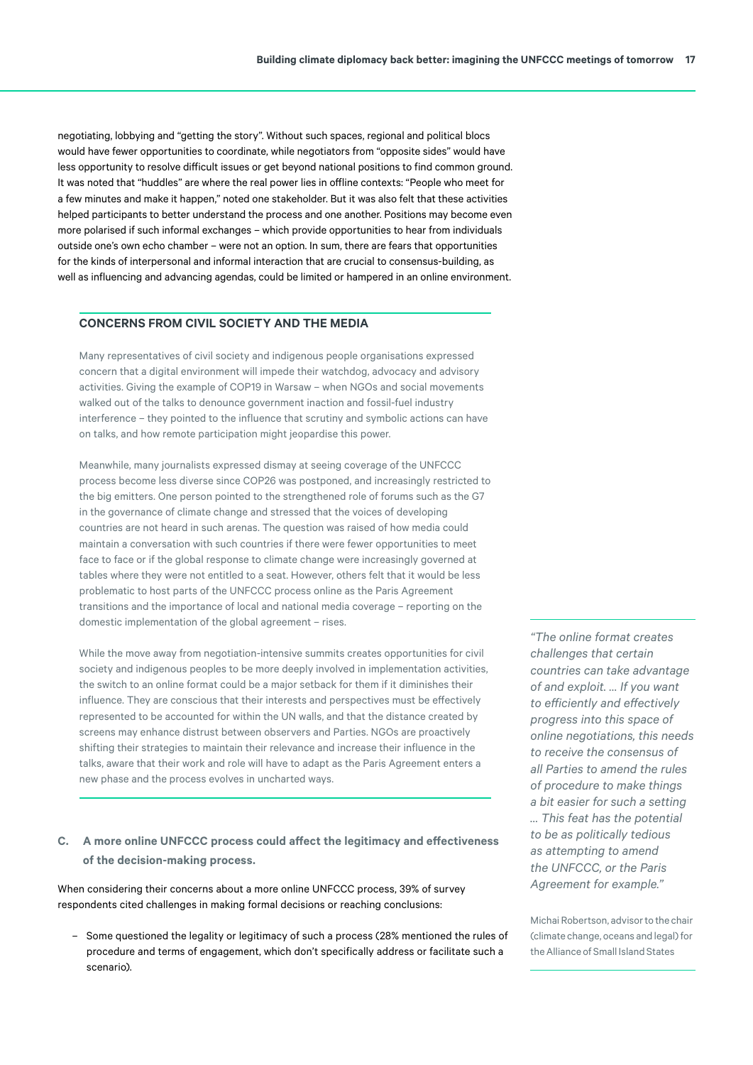negotiating, lobbying and "getting the story". Without such spaces, regional and political blocs would have fewer opportunities to coordinate, while negotiators from "opposite sides" would have less opportunity to resolve difficult issues or get beyond national positions to find common ground. It was noted that "huddles" are where the real power lies in offline contexts: "People who meet for a few minutes and make it happen," noted one stakeholder. But it was also felt that these activities helped participants to better understand the process and one another. Positions may become even more polarised if such informal exchanges – which provide opportunities to hear from individuals outside one's own echo chamber – were not an option. In sum, there are fears that opportunities for the kinds of interpersonal and informal interaction that are crucial to consensus-building, as well as influencing and advancing agendas, could be limited or hampered in an online environment.

### CONCERNS FROM CIVIL SOCIETY AND THE MEDIA

Many representatives of civil society and indigenous people organisations expressed concern that a digital environment will impede their watchdog, advocacy and advisory activities. Giving the example of COP19 in Warsaw – when NGOs and social movements walked out of the talks to denounce government inaction and fossil-fuel industry interference – they pointed to the influence that scrutiny and symbolic actions can have on talks, and how remote participation might jeopardise this power.

Meanwhile, many journalists expressed dismay at seeing coverage of the UNFCCC process become less diverse since COP26 was postponed, and increasingly restricted to the big emitters. One person pointed to the strengthened role of forums such as the G7 in the governance of climate change and stressed that the voices of developing countries are not heard in such arenas. The question was raised of how media could maintain a conversation with such countries if there were fewer opportunities to meet face to face or if the global response to climate change were increasingly governed at tables where they were not entitled to a seat. However, others felt that it would be less problematic to host parts of the UNFCCC process online as the Paris Agreement transitions and the importance of local and national media coverage – reporting on the domestic implementation of the global agreement – rises.

While the move away from negotiation-intensive summits creates opportunities for civil society and indigenous peoples to be more deeply involved in implementation activities, the switch to an online format could be a major setback for them if it diminishes their influence. They are conscious that their interests and perspectives must be effectively represented to be accounted for within the UN walls, and that the distance created by screens may enhance distrust between observers and Parties. NGOs are proactively shifting their strategies to maintain their relevance and increase their influence in the talks, aware that their work and role will have to adapt as the Paris Agreement enters a new phase and the process evolves in uncharted ways.

### C. A more online UNFCCC process could affect the legitimacy and effectiveness of the decision-making process.

When considering their concerns about a more online UNFCCC process, 39% of survey respondents cited challenges in making formal decisions or reaching conclusions:

- Some questioned the legality or legitimacy of such a process (28% mentioned the rules of procedure and terms of engagement, which don't specifically address or facilitate such a scenario).

*"The online format creates challenges that certain countries can take advantage of and exploit. … If you want to efficiently and effectively progress into this space of online negotiations, this needs to receive the consensus of all Parties to amend the rules of procedure to make things a bit easier for such a setting … This feat has the potential to be as politically tedious as attempting to amend the UNFCCC, or the Paris Agreement for example."*

Michai Robertson, advisor to the chair (climate change, oceans and legal) for the Alliance of Small Island States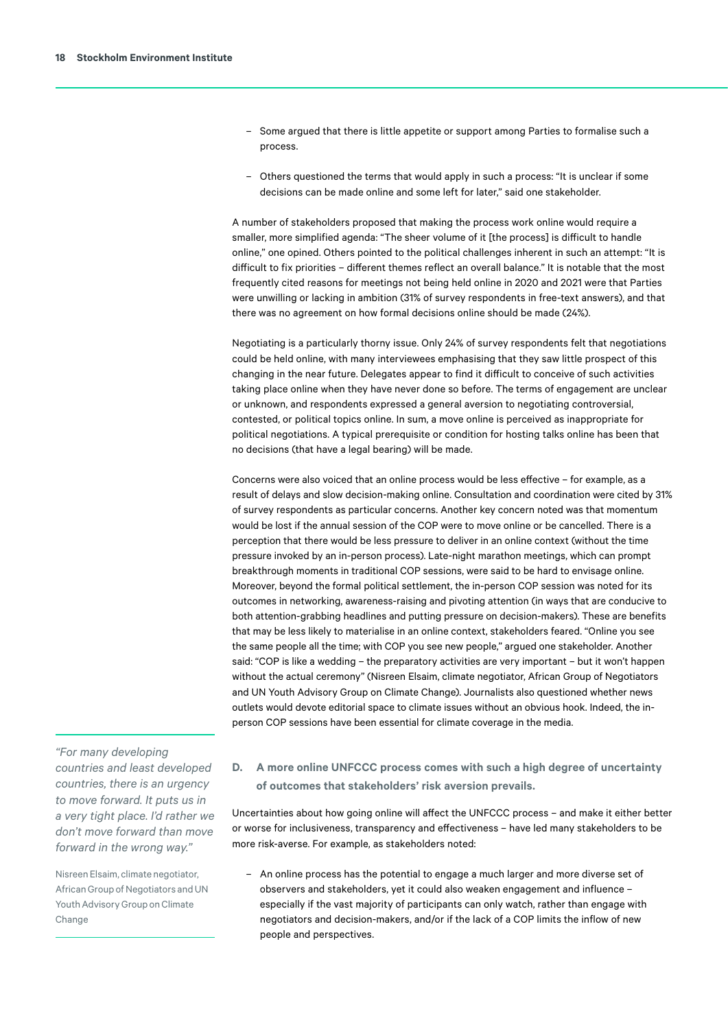- Some argued that there is little appetite or support among Parties to formalise such a process.
- Others questioned the terms that would apply in such a process: "It is unclear if some decisions can be made online and some left for later," said one stakeholder.

A number of stakeholders proposed that making the process work online would require a smaller, more simplified agenda: "The sheer volume of it [the process] is difficult to handle online," one opined. Others pointed to the political challenges inherent in such an attempt: "It is difficult to fix priorities – different themes reflect an overall balance." It is notable that the most frequently cited reasons for meetings not being held online in 2020 and 2021 were that Parties were unwilling or lacking in ambition (31% of survey respondents in free-text answers), and that there was no agreement on how formal decisions online should be made (24%).

Negotiating is a particularly thorny issue. Only 24% of survey respondents felt that negotiations could be held online, with many interviewees emphasising that they saw little prospect of this changing in the near future. Delegates appear to find it difficult to conceive of such activities taking place online when they have never done so before. The terms of engagement are unclear or unknown, and respondents expressed a general aversion to negotiating controversial, contested, or political topics online. In sum, a move online is perceived as inappropriate for political negotiations. A typical prerequisite or condition for hosting talks online has been that no decisions (that have a legal bearing) will be made.

Concerns were also voiced that an online process would be less effective – for example, as a result of delays and slow decision-making online. Consultation and coordination were cited by 31% of survey respondents as particular concerns. Another key concern noted was that momentum would be lost if the annual session of the COP were to move online or be cancelled. There is a perception that there would be less pressure to deliver in an online context (without the time pressure invoked by an in-person process). Late-night marathon meetings, which can prompt breakthrough moments in traditional COP sessions, were said to be hard to envisage online. Moreover, beyond the formal political settlement, the in-person COP session was noted for its outcomes in networking, awareness-raising and pivoting attention (in ways that are conducive to both attention-grabbing headlines and putting pressure on decision-makers). These are benefits that may be less likely to materialise in an online context, stakeholders feared. "Online you see the same people all the time; with COP you see new people," argued one stakeholder. Another said: "COP is like a wedding – the preparatory activities are very important – but it won't happen without the actual ceremony" (Nisreen Elsaim, climate negotiator, African Group of Negotiators and UN Youth Advisory Group on Climate Change). Journalists also questioned whether news outlets would devote editorial space to climate issues without an obvious hook. Indeed, the in-person COP sessions have been essential for climate coverage in the media.

> *"For many developing countries and least developed countries, there is an urgency to move forward. It puts us in a very tight place. I'd rather we don't move forward than move forward in the wrong way."*
>
> Nisreen Elsaim, climate negotiator, African Group of Negotiators and UN Youth Advisory Group on Climate Change

### D. A more online UNFCCC process comes with such a high degree of uncertainty of outcomes that stakeholders' risk aversion prevails.

Uncertainties about how going online will affect the UNFCCC process – and make it either better or worse for inclusiveness, transparency and effectiveness – have led many stakeholders to be more risk-averse. For example, as stakeholders noted:

- An online process has the potential to engage a much larger and more diverse set of observers and stakeholders, yet it could also weaken engagement and influence – especially if the vast majority of participants can only watch, rather than engage with negotiators and decision-makers, and/or if the lack of a COP limits the inflow of new people and perspectives.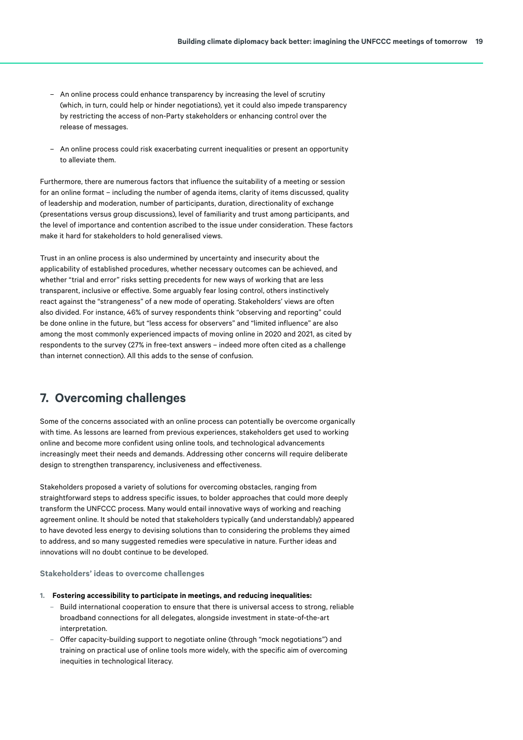- An online process could enhance transparency by increasing the level of scrutiny (which, in turn, could help or hinder negotiations), yet it could also impede transparency by restricting the access of non-Party stakeholders or enhancing control over the release of messages.

- An online process could risk exacerbating current inequalities or present an opportunity to alleviate them.

Furthermore, there are numerous factors that influence the suitability of a meeting or session for an online format – including the number of agenda items, clarity of items discussed, quality of leadership and moderation, number of participants, duration, directionality of exchange (presentations versus group discussions), level of familiarity and trust among participants, and the level of importance and contention ascribed to the issue under consideration. These factors make it hard for stakeholders to hold generalised views.

Trust in an online process is also undermined by uncertainty and insecurity about the applicability of established procedures, whether necessary outcomes can be achieved, and whether "trial and error" risks setting precedents for new ways of working that are less transparent, inclusive or effective. Some arguably fear losing control, others instinctively react against the "strangeness" of a new mode of operating. Stakeholders' views are often also divided. For instance, 46% of survey respondents think "observing and reporting" could be done online in the future, but "less access for observers" and "limited influence" are also among the most commonly experienced impacts of moving online in 2020 and 2021, as cited by respondents to the survey (27% in free-text answers – indeed more often cited as a challenge than internet connection). All this adds to the sense of confusion.

## 7. Overcoming challenges

Some of the concerns associated with an online process can potentially be overcome organically with time. As lessons are learned from previous experiences, stakeholders get used to working online and become more confident using online tools, and technological advancements increasingly meet their needs and demands. Addressing other concerns will require deliberate design to strengthen transparency, inclusiveness and effectiveness.

Stakeholders proposed a variety of solutions for overcoming obstacles, ranging from straightforward steps to address specific issues, to bolder approaches that could more deeply transform the UNFCCC process. Many would entail innovative ways of working and reaching agreement online. It should be noted that stakeholders typically (and understandably) appeared to have devoted less energy to devising solutions than to considering the problems they aimed to address, and so many suggested remedies were speculative in nature. Further ideas and innovations will no doubt continue to be developed.

#### Stakeholders' ideas to overcome challenges

1. **Fostering accessibility to participate in meetings, and reducing inequalities:**
   - Build international cooperation to ensure that there is universal access to strong, reliable broadband connections for all delegates, alongside investment in state-of-the-art interpretation.
   - Offer capacity-building support to negotiate online (through "mock negotiations") and training on practical use of online tools more widely, with the specific aim of overcoming inequities in technological literacy.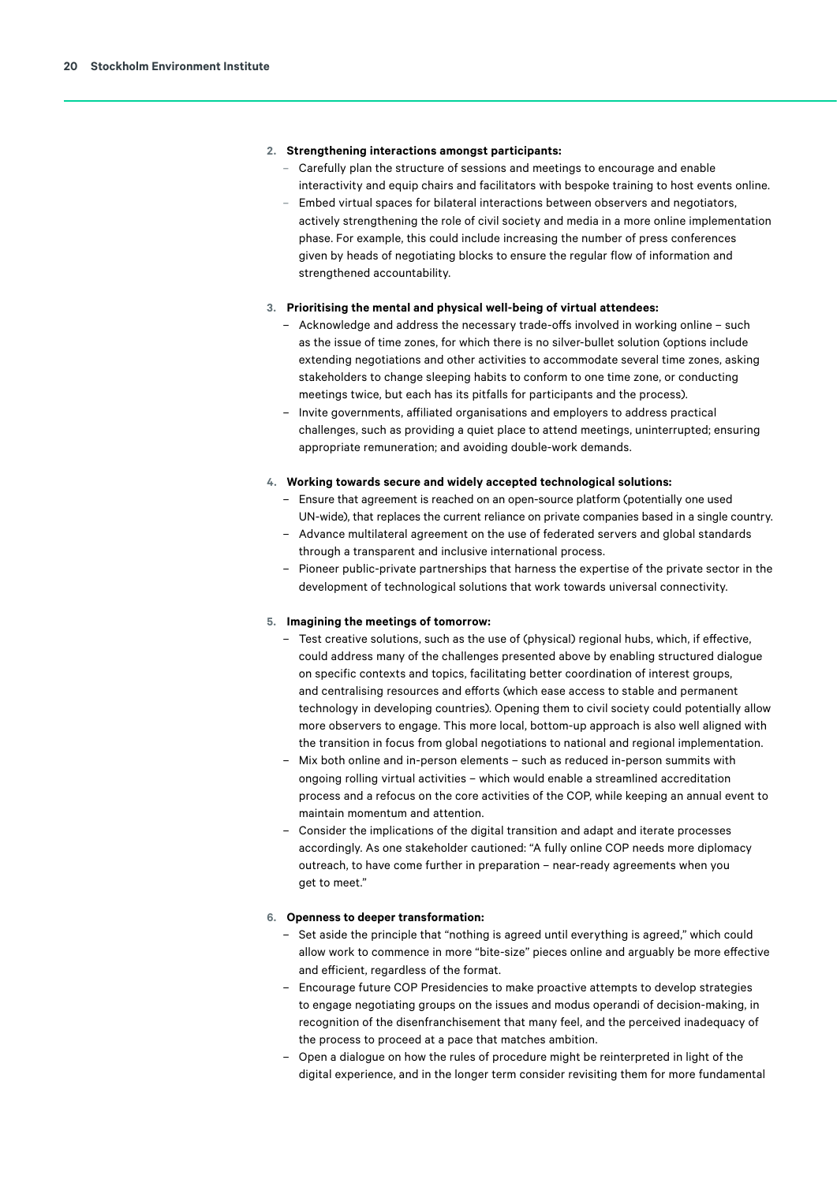2. **Strengthening interactions amongst participants:**
   - Carefully plan the structure of sessions and meetings to encourage and enable interactivity and equip chairs and facilitators with bespoke training to host events online.
   - Embed virtual spaces for bilateral interactions between observers and negotiators, actively strengthening the role of civil society and media in a more online implementation phase. For example, this could include increasing the number of press conferences given by heads of negotiating blocks to ensure the regular flow of information and strengthened accountability.

3. **Prioritising the mental and physical well-being of virtual attendees:**
   - Acknowledge and address the necessary trade-offs involved in working online – such as the issue of time zones, for which there is no silver-bullet solution (options include extending negotiations and other activities to accommodate several time zones, asking stakeholders to change sleeping habits to conform to one time zone, or conducting meetings twice, but each has its pitfalls for participants and the process).
   - Invite governments, affiliated organisations and employers to address practical challenges, such as providing a quiet place to attend meetings, uninterrupted; ensuring appropriate remuneration; and avoiding double-work demands.

4. **Working towards secure and widely accepted technological solutions:**
   - Ensure that agreement is reached on an open-source platform (potentially one used UN-wide), that replaces the current reliance on private companies based in a single country.
   - Advance multilateral agreement on the use of federated servers and global standards through a transparent and inclusive international process.
   - Pioneer public-private partnerships that harness the expertise of the private sector in the development of technological solutions that work towards universal connectivity.

5. **Imagining the meetings of tomorrow:**
   - Test creative solutions, such as the use of (physical) regional hubs, which, if effective, could address many of the challenges presented above by enabling structured dialogue on specific contexts and topics, facilitating better coordination of interest groups, and centralising resources and efforts (which ease access to stable and permanent technology in developing countries). Opening them to civil society could potentially allow more observers to engage. This more local, bottom-up approach is also well aligned with the transition in focus from global negotiations to national and regional implementation.
   - Mix both online and in-person elements – such as reduced in-person summits with ongoing rolling virtual activities – which would enable a streamlined accreditation process and a refocus on the core activities of the COP, while keeping an annual event to maintain momentum and attention.
   - Consider the implications of the digital transition and adapt and iterate processes accordingly. As one stakeholder cautioned: "A fully online COP needs more diplomacy outreach, to have come further in preparation – near-ready agreements when you get to meet."

6. **Openness to deeper transformation:**
   - Set aside the principle that "nothing is agreed until everything is agreed," which could allow work to commence in more "bite-size" pieces online and arguably be more effective and efficient, regardless of the format.
   - Encourage future COP Presidencies to make proactive attempts to develop strategies to engage negotiating groups on the issues and modus operandi of decision-making, in recognition of the disenfranchisement that many feel, and the perceived inadequacy of the process to proceed at a pace that matches ambition.
   - Open a dialogue on how the rules of procedure might be reinterpreted in light of the digital experience, and in the longer term consider revisiting them for more fundamental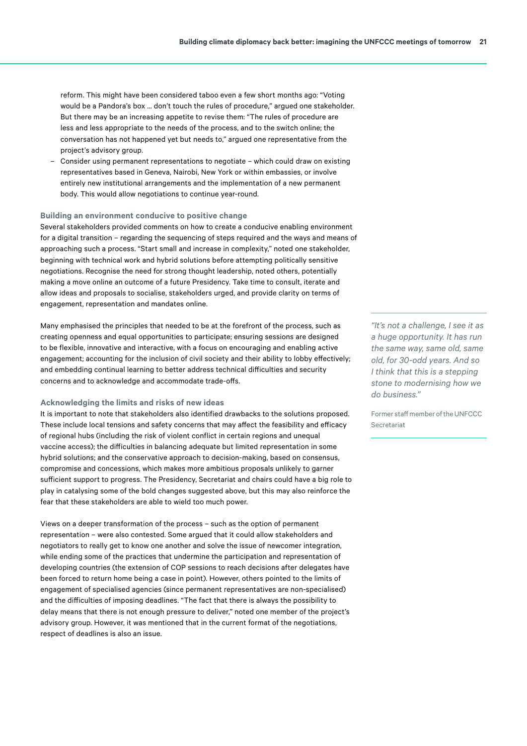reform. This might have been considered taboo even a few short months ago: "Voting would be a Pandora's box … don't touch the rules of procedure," argued one stakeholder. But there may be an increasing appetite to revise them: "The rules of procedure are less and less appropriate to the needs of the process, and to the switch online; the conversation has not happened yet but needs to," argued one representative from the project's advisory group.

- Consider using permanent representations to negotiate – which could draw on existing representatives based in Geneva, Nairobi, New York or within embassies, or involve entirely new institutional arrangements and the implementation of a new permanent body. This would allow negotiations to continue year-round.

### Building an environment conducive to positive change

Several stakeholders provided comments on how to create a conducive enabling environment for a digital transition – regarding the sequencing of steps required and the ways and means of approaching such a process. "Start small and increase in complexity," noted one stakeholder, beginning with technical work and hybrid solutions before attempting politically sensitive negotiations. Recognise the need for strong thought leadership, noted others, potentially making a move online an outcome of a future Presidency. Take time to consult, iterate and allow ideas and proposals to socialise, stakeholders urged, and provide clarity on terms of engagement, representation and mandates online.

Many emphasised the principles that needed to be at the forefront of the process, such as creating openness and equal opportunities to participate; ensuring sessions are designed to be flexible, innovative and interactive, with a focus on encouraging and enabling active engagement; accounting for the inclusion of civil society and their ability to lobby effectively; and embedding continual learning to better address technical difficulties and security concerns and to acknowledge and accommodate trade-offs.

> *"It's not a challenge, I see it as a huge opportunity. It has run the same way, same old, same old, for 30-odd years. And so I think that this is a stepping stone to modernising how we do business."*
>
> Former staff member of the UNFCCC Secretariat

### Acknowledging the limits and risks of new ideas

It is important to note that stakeholders also identified drawbacks to the solutions proposed. These include local tensions and safety concerns that may affect the feasibility and efficacy of regional hubs (including the risk of violent conflict in certain regions and unequal vaccine access); the difficulties in balancing adequate but limited representation in some hybrid solutions; and the conservative approach to decision-making, based on consensus, compromise and concessions, which makes more ambitious proposals unlikely to garner sufficient support to progress. The Presidency, Secretariat and chairs could have a big role to play in catalysing some of the bold changes suggested above, but this may also reinforce the fear that these stakeholders are able to wield too much power.

Views on a deeper transformation of the process – such as the option of permanent representation – were also contested. Some argued that it could allow stakeholders and negotiators to really get to know one another and solve the issue of newcomer integration, while ending some of the practices that undermine the participation and representation of developing countries (the extension of COP sessions to reach decisions after delegates have been forced to return home being a case in point). However, others pointed to the limits of engagement of specialised agencies (since permanent representatives are non-specialised) and the difficulties of imposing deadlines. "The fact that there is always the possibility to delay means that there is not enough pressure to deliver," noted one member of the project's advisory group. However, it was mentioned that in the current format of the negotiations, respect of deadlines is also an issue.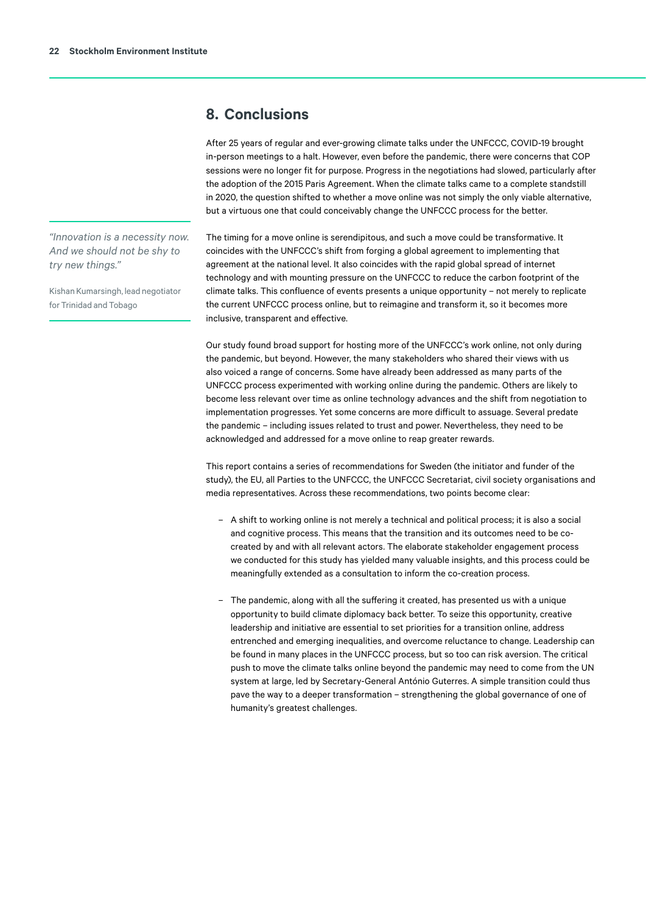## 8. Conclusions

After 25 years of regular and ever-growing climate talks under the UNFCCC, COVID-19 brought in-person meetings to a halt. However, even before the pandemic, there were concerns that COP sessions were no longer fit for purpose. Progress in the negotiations had slowed, particularly after the adoption of the 2015 Paris Agreement. When the climate talks came to a complete standstill in 2020, the question shifted to whether a move online was not simply the only viable alternative, but a virtuous one that could conceivably change the UNFCCC process for the better.

> *"Innovation is a necessity now. And we should not be shy to try new things."*
>
> Kishan Kumarsingh, lead negotiator for Trinidad and Tobago

The timing for a move online is serendipitous, and such a move could be transformative. It coincides with the UNFCCC's shift from forging a global agreement to implementing that agreement at the national level. It also coincides with the rapid global spread of internet technology and with mounting pressure on the UNFCCC to reduce the carbon footprint of the climate talks. This confluence of events presents a unique opportunity – not merely to replicate the current UNFCCC process online, but to reimagine and transform it, so it becomes more inclusive, transparent and effective.

Our study found broad support for hosting more of the UNFCCC's work online, not only during the pandemic, but beyond. However, the many stakeholders who shared their views with us also voiced a range of concerns. Some have already been addressed as many parts of the UNFCCC process experimented with working online during the pandemic. Others are likely to become less relevant over time as online technology advances and the shift from negotiation to implementation progresses. Yet some concerns are more difficult to assuage. Several predate the pandemic – including issues related to trust and power. Nevertheless, they need to be acknowledged and addressed for a move online to reap greater rewards.

This report contains a series of recommendations for Sweden (the initiator and funder of the study), the EU, all Parties to the UNFCCC, the UNFCCC Secretariat, civil society organisations and media representatives. Across these recommendations, two points become clear:

- A shift to working online is not merely a technical and political process; it is also a social and cognitive process. This means that the transition and its outcomes need to be co-created by and with all relevant actors. The elaborate stakeholder engagement process we conducted for this study has yielded many valuable insights, and this process could be meaningfully extended as a consultation to inform the co-creation process.

- The pandemic, along with all the suffering it created, has presented us with a unique opportunity to build climate diplomacy back better. To seize this opportunity, creative leadership and initiative are essential to set priorities for a transition online, address entrenched and emerging inequalities, and overcome reluctance to change. Leadership can be found in many places in the UNFCCC process, but so too can risk aversion. The critical push to move the climate talks online beyond the pandemic may need to come from the UN system at large, led by Secretary-General António Guterres. A simple transition could thus pave the way to a deeper transformation – strengthening the global governance of one of humanity's greatest challenges.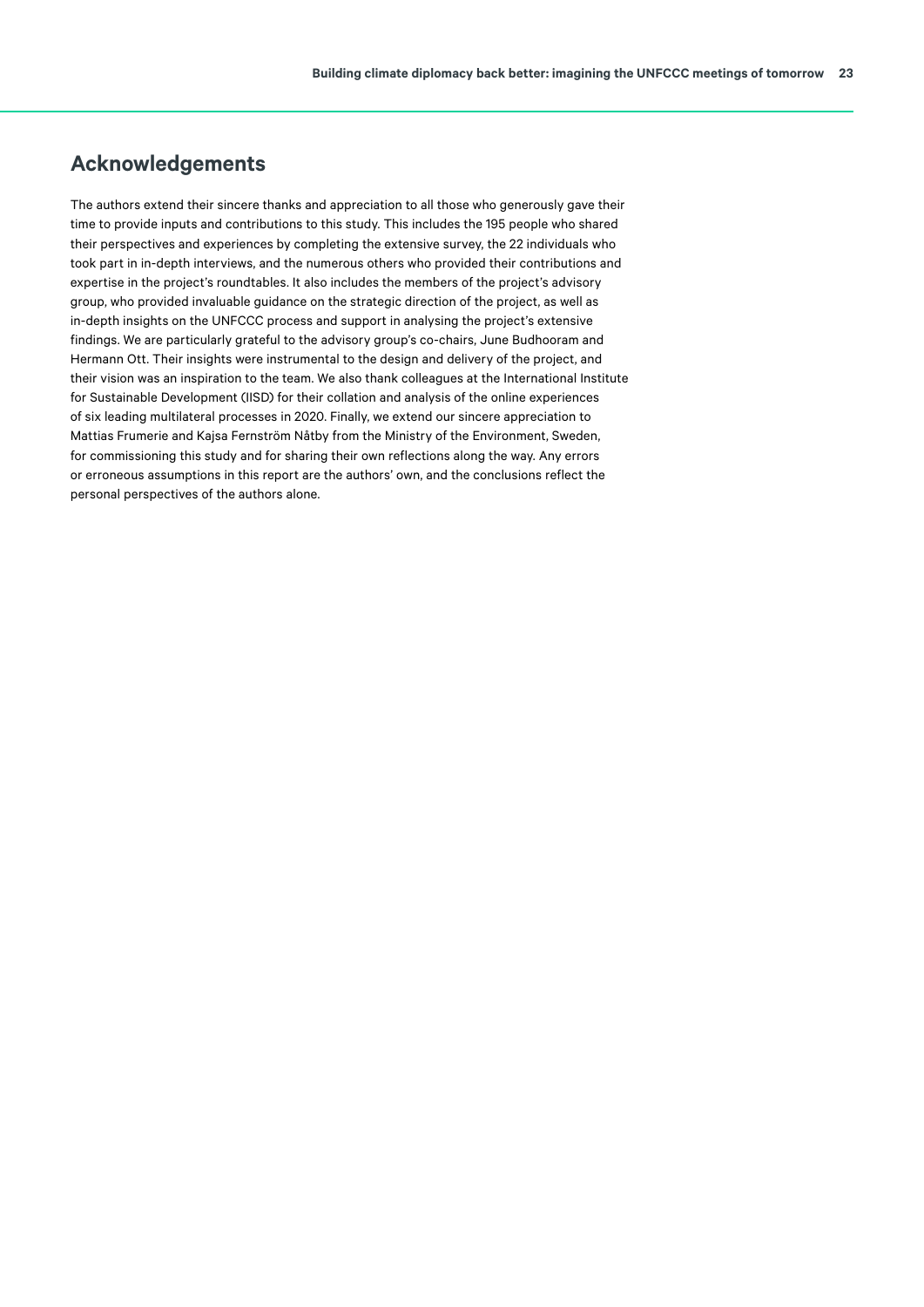## Acknowledgements

The authors extend their sincere thanks and appreciation to all those who generously gave their time to provide inputs and contributions to this study. This includes the 195 people who shared their perspectives and experiences by completing the extensive survey, the 22 individuals who took part in in-depth interviews, and the numerous others who provided their contributions and expertise in the project's roundtables. It also includes the members of the project's advisory group, who provided invaluable guidance on the strategic direction of the project, as well as in-depth insights on the UNFCCC process and support in analysing the project's extensive findings. We are particularly grateful to the advisory group's co-chairs, June Budhooram and Hermann Ott. Their insights were instrumental to the design and delivery of the project, and their vision was an inspiration to the team. We also thank colleagues at the International Institute for Sustainable Development (IISD) for their collation and analysis of the online experiences of six leading multilateral processes in 2020. Finally, we extend our sincere appreciation to Mattias Frumerie and Kajsa Fernström Nåtby from the Ministry of the Environment, Sweden, for commissioning this study and for sharing their own reflections along the way. Any errors or erroneous assumptions in this report are the authors' own, and the conclusions reflect the personal perspectives of the authors alone.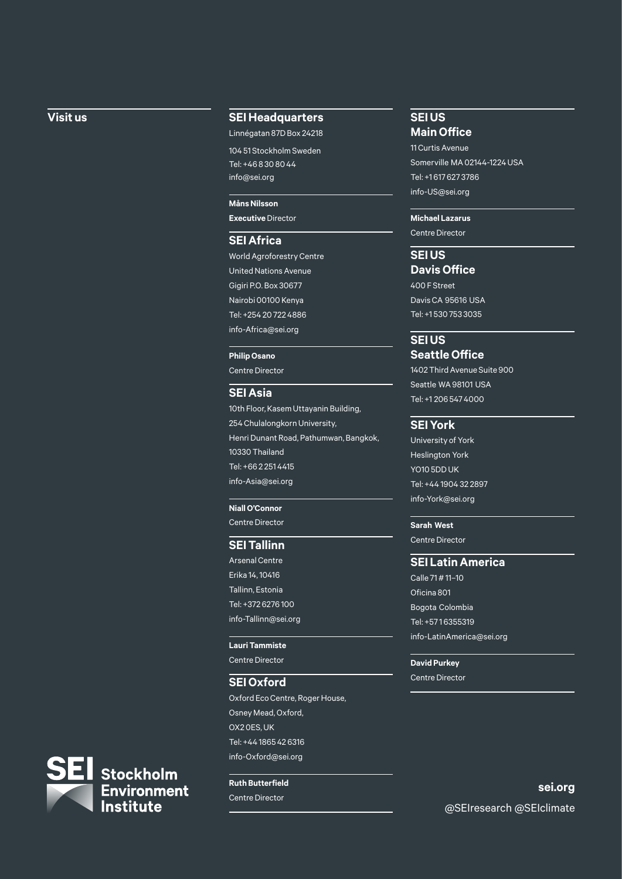## Visit us

### SEI Headquarters

Linnégatan 87D Box 24218

104 51 Stockholm Sweden
Tel: +46 8 30 80 44
info@sei.org

**Måns Nilsson**
**Executive** Director

### SEI Africa

World Agroforestry Centre
United Nations Avenue
Gigiri P.O. Box 30677
Nairobi 00100 Kenya
Tel: +254 20 722 4886
info-Africa@sei.org

**Philip Osano**
Centre Director

### SEI Asia

10th Floor, Kasem Uttayanin Building,
254 Chulalongkorn University,
Henri Dunant Road, Pathumwan, Bangkok,
10330 Thailand
Tel: +66 2 251 4415
info-Asia@sei.org

**Niall O'Connor**
Centre Director

### SEI Tallinn

Arsenal Centre
Erika 14, 10416
Tallinn, Estonia
Tel: +372 6276 100
info-Tallinn@sei.org

**Lauri Tammiste**
Centre Director

### SEI Oxford

Oxford Eco Centre, Roger House,
Osney Mead, Oxford,
OX2 0ES, UK
Tel: +44 1865 42 6316
info-Oxford@sei.org

**Ruth Butterfield**
Centre Director

### SEI US Main Office

11 Curtis Avenue
Somerville MA 02144-1224 USA
Tel: +1 617 627 3786
info-US@sei.org

**Michael Lazarus**
Centre Director

### SEI US Davis Office

400 F Street
Davis CA 95616 USA
Tel: +1 530 753 3035

### SEI US Seattle Office

1402 Third Avenue Suite 900
Seattle WA 98101 USA
Tel: +1 206 547 4000

### SEI York

University of York
Heslington York
YO10 5DD UK
Tel: +44 1904 32 2897
info-York@sei.org

**Sarah West**
Centre Director

### SEI Latin America

Calle 71 # 11–10
Oficina 801
Bogota Colombia
Tel: +57 1 6355319
info-LatinAmerica@sei.org

**David Purkey**
Centre Director

SEI Stockholm Environment Institute

**sei.org**
@SEIresearch @SEIclimate